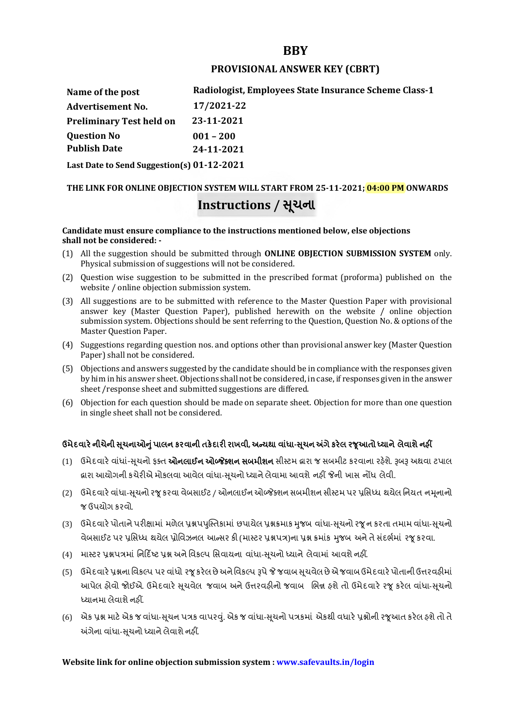# BBY

## PROVISIONAL ANSWER KEY (CBRT)

| | |
|---|---|
| **Name of the post** | **Radiologist, Employees State Insurance Scheme Class-1** |
| **Advertisement No.** | **17/2021-22** |
| **Preliminary Test held on** | **23-11-2021** |
| **Question No** | **001 – 200** |
| **Publish Date** | **24-11-2021** |
| **Last Date to Send Suggestion(s)** | **01-12-2021** |

**THE LINK FOR ONLINE OBJECTION SYSTEM WILL START FROM 25-11-2021; 04:00 PM ONWARDS**

## Instructions / સૂચના

**Candidate must ensure compliance to the instructions mentioned below, else objections shall not be considered: -**

(1) All the suggestion should be submitted through **ONLINE OBJECTION SUBMISSION SYSTEM** only. Physical submission of suggestions will not be considered.

(2) Question wise suggestion to be submitted in the prescribed format (proforma) published on the website / online objection submission system.

(3) All suggestions are to be submitted with reference to the Master Question Paper with provisional answer key (Master Question Paper), published herewith on the website / online objection submission system. Objections should be sent referring to the Question, Question No. & options of the Master Question Paper.

(4) Suggestions regarding question nos. and options other than provisional answer key (Master Question Paper) shall not be considered.

(5) Objections and answers suggested by the candidate should be in compliance with the responses given by him in his answer sheet. Objections shall not be considered, in case, if responses given in the answer sheet /response sheet and submitted suggestions are differed.

(6) Objection for each question should be made on separate sheet. Objection for more than one question in single sheet shall not be considered.

**ઉમેદવારે નીચેની સૂચનાઓનું પાલન કરવાની તકેદારી રાખવી, અન્યથા વાંધા-સૂચન અંગે કરેલ રજૂઆતો ધ્યાને લેવાશે નહીં**

(1) ઉમેદવારે વાંધાં-સૂચનો ફક્ત **ઓનલાઈન ઓબ્જેક્શન સબમીશન** સીસ્ટમ દ્વારા જ સબમીટ કરવાના રહેશે. રૂબરૂ અથવા ટપાલ દ્વારા આયોગની કચેરીએ મોકલવા આવેલ વાંધા-સૂચનો ધ્યાને લેવામા આવશે નહીં જેની ખાસ નોંધ લેવી.

(2) ઉમેદવારે વાંધા-સૂચનો રજૂ કરવા વેબસાઈટ / ઓનલાઈન ઓબ્જેક્શન સબમીશન સીસ્ટમ પર પ્રસિધ્ધ થયેલ નિયત નમૂનાનો જ ઉપયોગ કરવો.

(3) ઉમેદવારે પોતાને પરીક્ષામાં મળેલ પ્રશ્નપુસ્તિકામાં છપાયેલ પ્રશ્નક્રમાક મુજબ વાંધા-સૂચનો રજૂ ન કરતા તમામ વાંધા-સૂચનો વેબસાઈટ પર પ્રસિધ્ધ થયેલ પ્રોવિઝનલ આન્સર કી (માસ્ટર પ્રશ્નપત્ર)ના પ્રશ્ન ક્રમાંક મુજબ અને તે સંદર્ભમાં રજૂ કરવા.

(4) માસ્ટર પ્રશ્નપત્રમાં નિર્દિષ્ટ પ્રશ્ન અને વિકલ્પ સિવાયના વાંધા-સૂચનો ધ્યાને લેવામાં આવશે નહીં.

(5) ઉમેદવારે પ્રશ્નના વિકલ્પ પર વાંધો રજૂ કરેલ છે અને વિકલ્પ રૂપે જે જવાબ સૂચવેલ છે એ જવાબ ઉમેદવારે પોતાની ઉત્તરવહીમાં આપેલ હોવો જોઈએ. ઉમેદવારે સૂચવેલ જવાબ અને ઉત્તરવહીનો જવાબ ભિન્ન હશે તો ઉમેદવારે રજૂ કરેલ વાંધા-સૂચનો ધ્યાનમા લેવાશે નહીં.

(6) એક પ્રશ્ન માટે એક જ વાંધા-સૂચન પત્રક વાપરવું. એક જ વાંધા-સૂચનો પત્રકમાં એકથી વધારે પ્રશ્નોની રજૂઆત કરેલ હશે તો તે અંગેના વાંધા-સૂચનો ધ્યાને લેવાશે નહીં.

**Website link for online objection submission system : www.safevaults.in/login**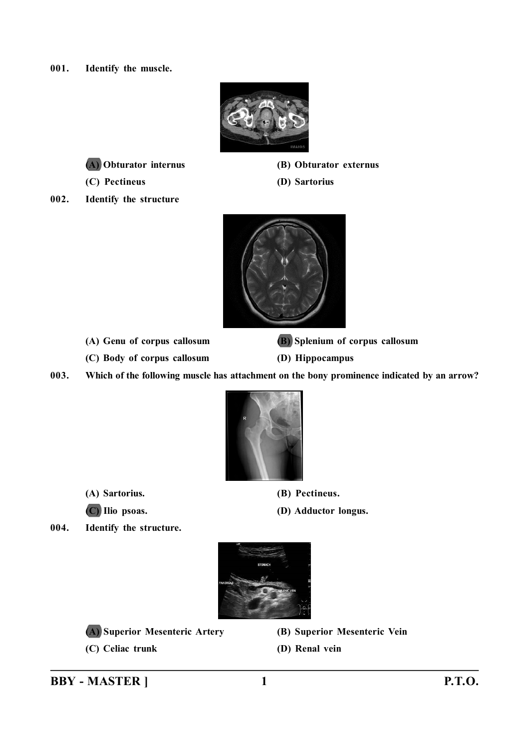001. Identify the muscle.

(A) Obturator internus

(B) Obturator externus

(C) Pectineus

(D) Sartorius

002. Identify the structure

(A) Genu of corpus callosum

(B) Splenium of corpus callosum

(C) Body of corpus callosum

(D) Hippocampus

003. Which of the following muscle has attachment on the bony prominence indicated by an arrow?

(A) Sartorius.

(B) Pectineus.

(C) Ilio psoas.

(D) Adductor longus.

004. Identify the structure.

(A) Superior Mesenteric Artery

(B) Superior Mesenteric Vein

(C) Celiac trunk

(D) Renal vein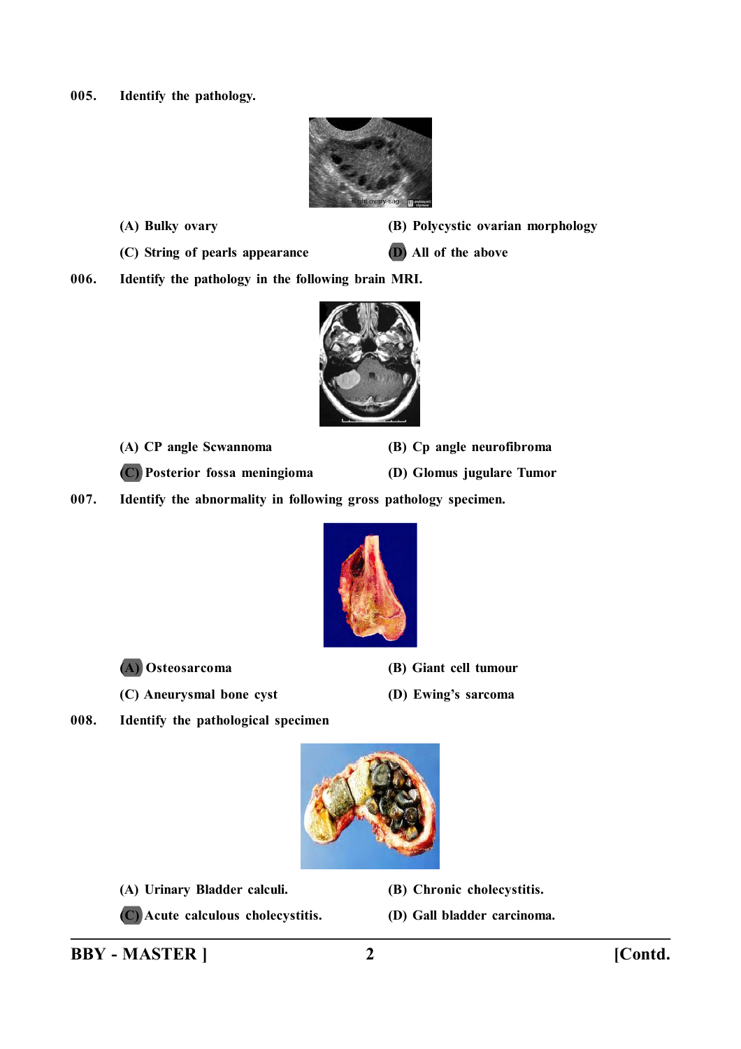005. Identify the pathology.

(A) Bulky ovary

(B) Polycystic ovarian morphology

(C) String of pearls appearance

(D) All of the above

006. Identify the pathology in the following brain MRI.

(A) CP angle Scwannoma

(B) Cp angle neurofibroma

(C) Posterior fossa meningioma

(D) Glomus jugulare Tumor

007. Identify the abnormality in following gross pathology specimen.

(A) Osteosarcoma

(B) Giant cell tumour

(C) Aneurysmal bone cyst

(D) Ewing's sarcoma

008. Identify the pathological specimen

(A) Urinary Bladder calculi.

(B) Chronic cholecystitis.

(C) Acute calculous cholecystitis.

(D) Gall bladder carcinoma.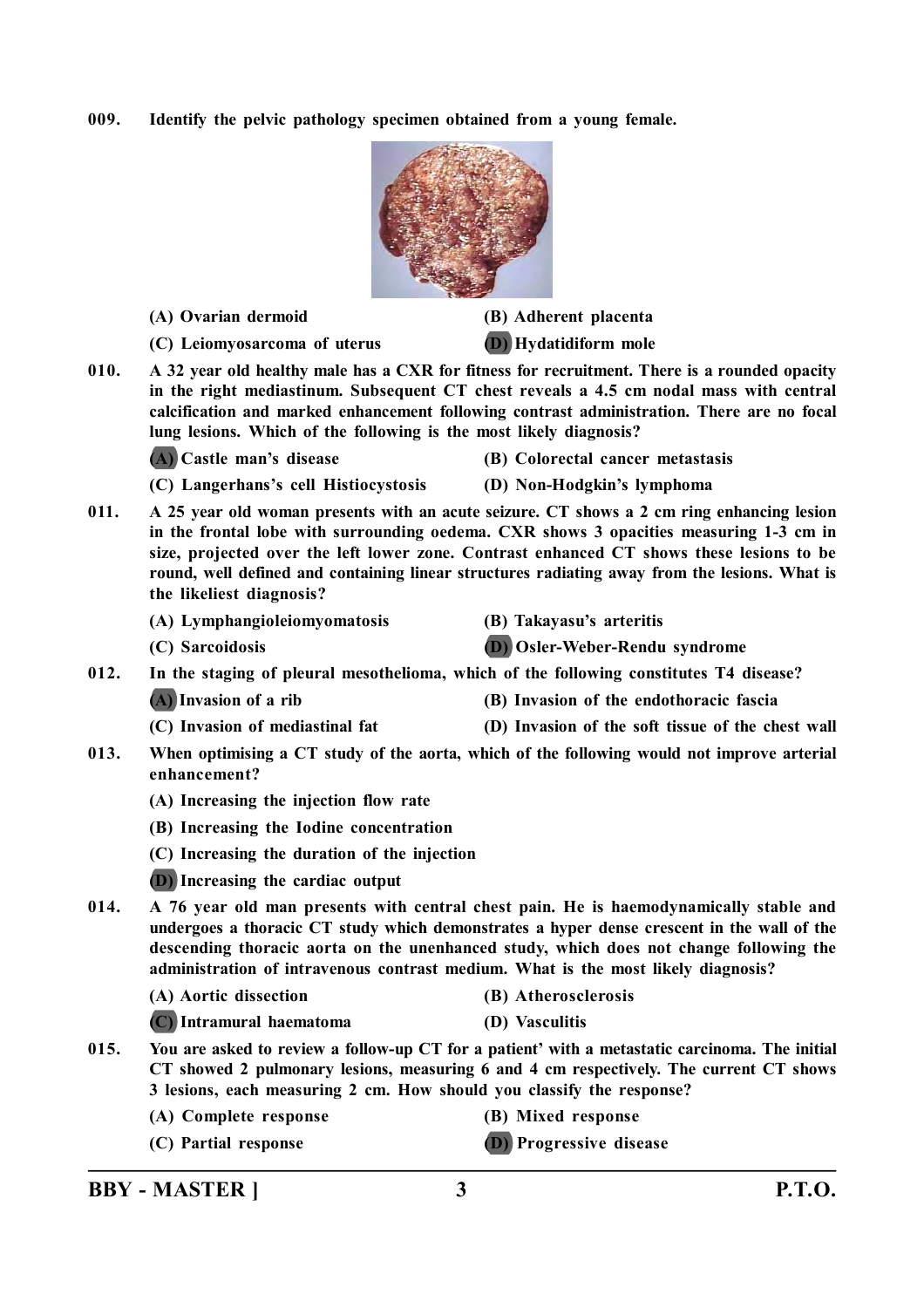009. **Identify the pelvic pathology specimen obtained from a young female.**

(A) Ovarian dermoid  
(B) Adherent placenta  
(C) Leiomyosarcoma of uterus  
(D) Hydatidiform mole

010. **A 32 year old healthy male has a CXR for fitness for recruitment. There is a rounded opacity in the right mediastinum. Subsequent CT chest reveals a 4.5 cm nodal mass with central calcification and marked enhancement following contrast administration. There are no focal lung lesions. Which of the following is the most likely diagnosis?**

(A) Castle man's disease  
(B) Colorectal cancer metastasis  
(C) Langerhans's cell Histiocytosis  
(D) Non-Hodgkin's lymphoma

011. **A 25 year old woman presents with an acute seizure. CT shows a 2 cm ring enhancing lesion in the frontal lobe with surrounding oedema. CXR shows 3 opacities measuring 1-3 cm in size, projected over the left lower zone. Contrast enhanced CT shows these lesions to be round, well defined and containing linear structures radiating away from the lesions. What is the likeliest diagnosis?**

(A) Lymphangioleiomyomatosis  
(B) Takayasu's arteritis  
(C) Sarcoidosis  
(D) Osler-Weber-Rendu syndrome

012. **In the staging of pleural mesothelioma, which of the following constitutes T4 disease?**

(A) Invasion of a rib  
(B) Invasion of the endothoracic fascia  
(C) Invasion of mediastinal fat  
(D) Invasion of the soft tissue of the chest wall

013. **When optimising a CT study of the aorta, which of the following would not improve arterial enhancement?**

(A) Increasing the injection flow rate  
(B) Increasing the Iodine concentration  
(C) Increasing the duration of the injection  
(D) Increasing the cardiac output

014. **A 76 year old man presents with central chest pain. He is haemodynamically stable and undergoes a thoracic CT study which demonstrates a hyper dense crescent in the wall of the descending thoracic aorta on the unenhanced study, which does not change following the administration of intravenous contrast medium. What is the most likely diagnosis?**

(A) Aortic dissection  
(B) Atherosclerosis  
(C) Intramural haematoma  
(D) Vasculitis

015. **You are asked to review a follow-up CT for a patient' with a metastatic carcinoma. The initial CT showed 2 pulmonary lesions, measuring 6 and 4 cm respectively. The current CT shows 3 lesions, each measuring 2 cm. How should you classify the response?**

(A) Complete response  
(B) Mixed response  
(C) Partial response  
(D) Progressive disease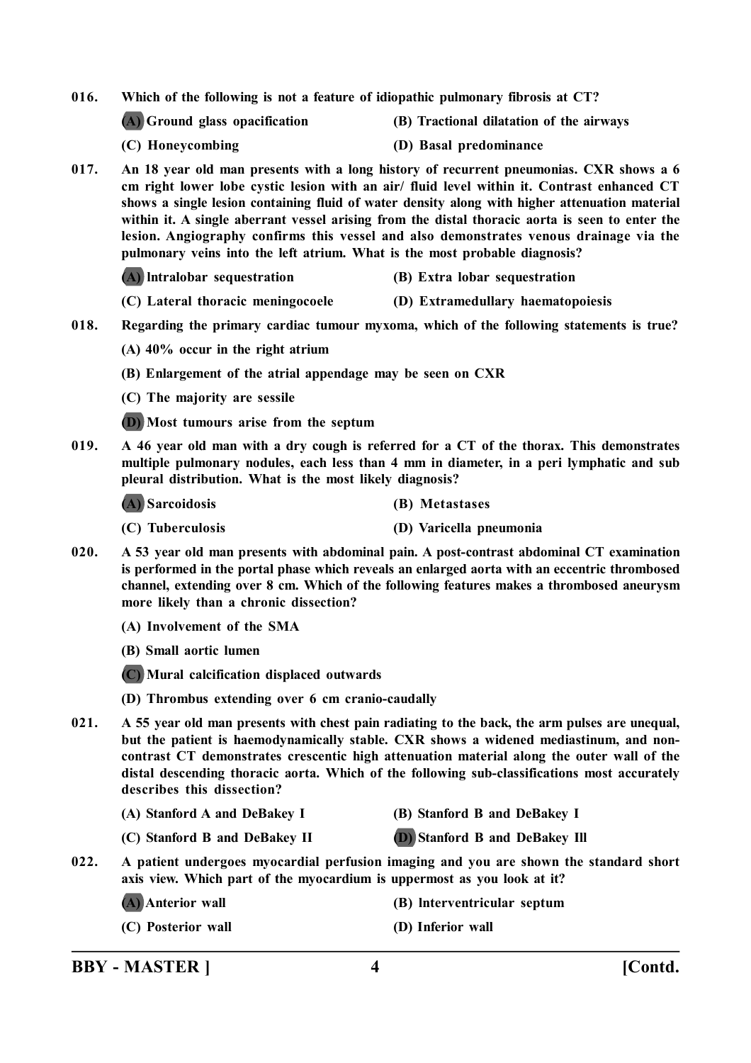016. **Which of the following is not a feature of idiopathic pulmonary fibrosis at CT?**

**(A) Ground glass opacification** **(B) Tractional dilatation of the airways**

**(C) Honeycombing** **(D) Basal predominance**

017. **An 18 year old man presents with a long history of recurrent pneumonias. CXR shows a 6 cm right lower lobe cystic lesion with an air/ fluid level within it. Contrast enhanced CT shows a single lesion containing fluid of water density along with higher attenuation material within it. A single aberrant vessel arising from the distal thoracic aorta is seen to enter the lesion. Angiography confirms this vessel and also demonstrates venous drainage via the pulmonary veins into the left atrium. What is the most probable diagnosis?**

**(A) lntralobar sequestration** **(B) Extra lobar sequestration**

**(C) Lateral thoracic meningocoele** **(D) Extramedullary haematopoiesis**

018. **Regarding the primary cardiac tumour myxoma, which of the following statements is true?**

**(A) 40% occur in the right atrium**

**(B) Enlargement of the atrial appendage may be seen on CXR**

**(C) The majority are sessile**

**(D) Most tumours arise from the septum**

019. **A 46 year old man with a dry cough is referred for a CT of the thorax. This demonstrates multiple pulmonary nodules, each less than 4 mm in diameter, in a peri lymphatic and sub pleural distribution. What is the most likely diagnosis?**

**(A) Sarcoidosis** **(B) Metastases**

**(C) Tuberculosis** **(D) Varicella pneumonia**

020. **A 53 year old man presents with abdominal pain. A post-contrast abdominal CT examination is performed in the portal phase which reveals an enlarged aorta with an eccentric thrombosed channel, extending over 8 cm. Which of the following features makes a thrombosed aneurysm more likely than a chronic dissection?**

**(A) Involvement of the SMA**

**(B) Small aortic lumen**

**(C) Mural calcification displaced outwards**

**(D) Thrombus extending over 6 cm cranio-caudally**

021. **A 55 year old man presents with chest pain radiating to the back, the arm pulses are unequal, but the patient is haemodynamically stable. CXR shows a widened mediastinum, and non-contrast CT demonstrates crescentic high attenuation material along the outer wall of the distal descending thoracic aorta. Which of the following sub-classifications most accurately describes this dissection?**

**(A) Stanford A and DeBakey I** **(B) Stanford B and DeBakey I**

**(C) Stanford B and DeBakey II** **(D) Stanford B and DeBakey Ill**

022. **A patient undergoes myocardial perfusion imaging and you are shown the standard short axis view. Which part of the myocardium is uppermost as you look at it?**

**(A) Anterior wall** **(B) lnterventricular septum**

**(C) Posterior wall** **(D) Inferior wall**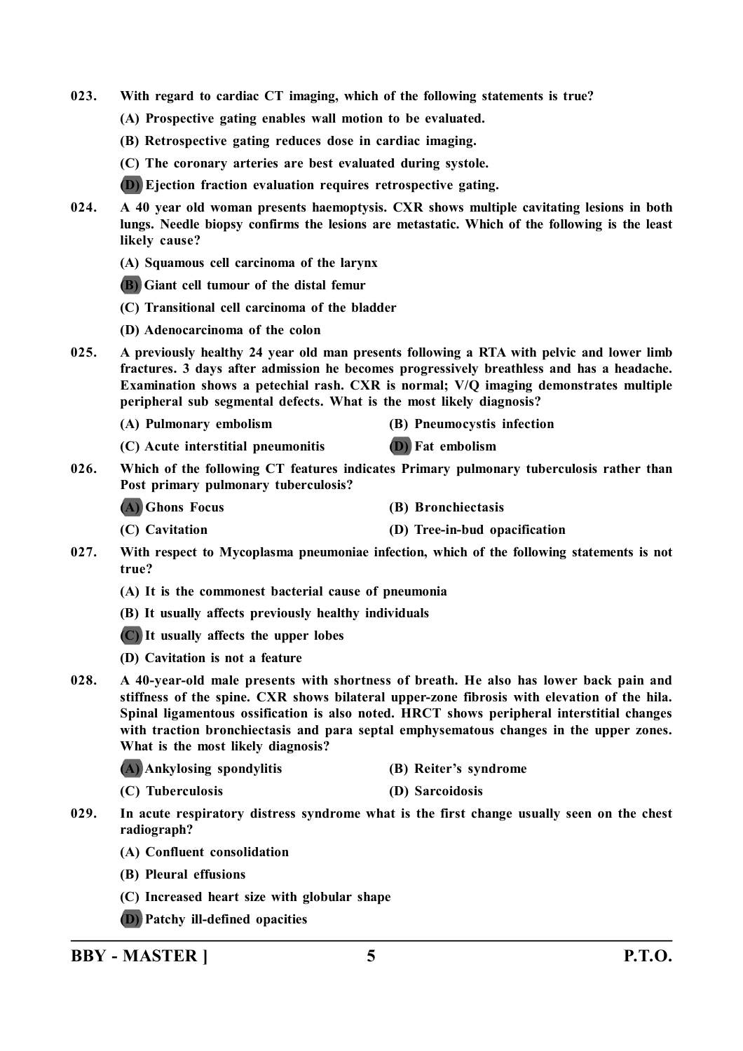023. With regard to cardiac CT imaging, which of the following statements is true?

(A) Prospective gating enables wall motion to be evaluated.

(B) Retrospective gating reduces dose in cardiac imaging.

(C) The coronary arteries are best evaluated during systole.

**(D)** Ejection fraction evaluation requires retrospective gating.

024. A 40 year old woman presents haemoptysis. CXR shows multiple cavitating lesions in both lungs. Needle biopsy confirms the lesions are metastatic. Which of the following is the least likely cause?

(A) Squamous cell carcinoma of the larynx

**(B)** Giant cell tumour of the distal femur

(C) Transitional cell carcinoma of the bladder

(D) Adenocarcinoma of the colon

025. A previously healthy 24 year old man presents following a RTA with pelvic and lower limb fractures. 3 days after admission he becomes progressively breathless and has a headache. Examination shows a petechial rash. CXR is normal; V/Q imaging demonstrates multiple peripheral sub segmental defects. What is the most likely diagnosis?

(A) Pulmonary embolism

(B) Pneumocystis infection

(C) Acute interstitial pneumonitis

**(D)** Fat embolism

026. Which of the following CT features indicates Primary pulmonary tuberculosis rather than Post primary pulmonary tuberculosis?

**(A)** Ghons Focus

(B) Bronchiectasis

(C) Cavitation

(D) Tree-in-bud opacification

027. With respect to Mycoplasma pneumoniae infection, which of the following statements is not true?

(A) It is the commonest bacterial cause of pneumonia

(B) It usually affects previously healthy individuals

**(C)** It usually affects the upper lobes

(D) Cavitation is not a feature

028. A 40-year-old male presents with shortness of breath. He also has lower back pain and stiffness of the spine. CXR shows bilateral upper-zone fibrosis with elevation of the hila. Spinal ligamentous ossification is also noted. HRCT shows peripheral interstitial changes with traction bronchiectasis and para septal emphysematous changes in the upper zones. What is the most likely diagnosis?

**(A)** Ankylosing spondylitis

(B) Reiter's syndrome

(C) Tuberculosis

(D) Sarcoidosis

029. In acute respiratory distress syndrome what is the first change usually seen on the chest radiograph?

(A) Confluent consolidation

(B) Pleural effusions

(C) Increased heart size with globular shape

**(D)** Patchy ill-defined opacities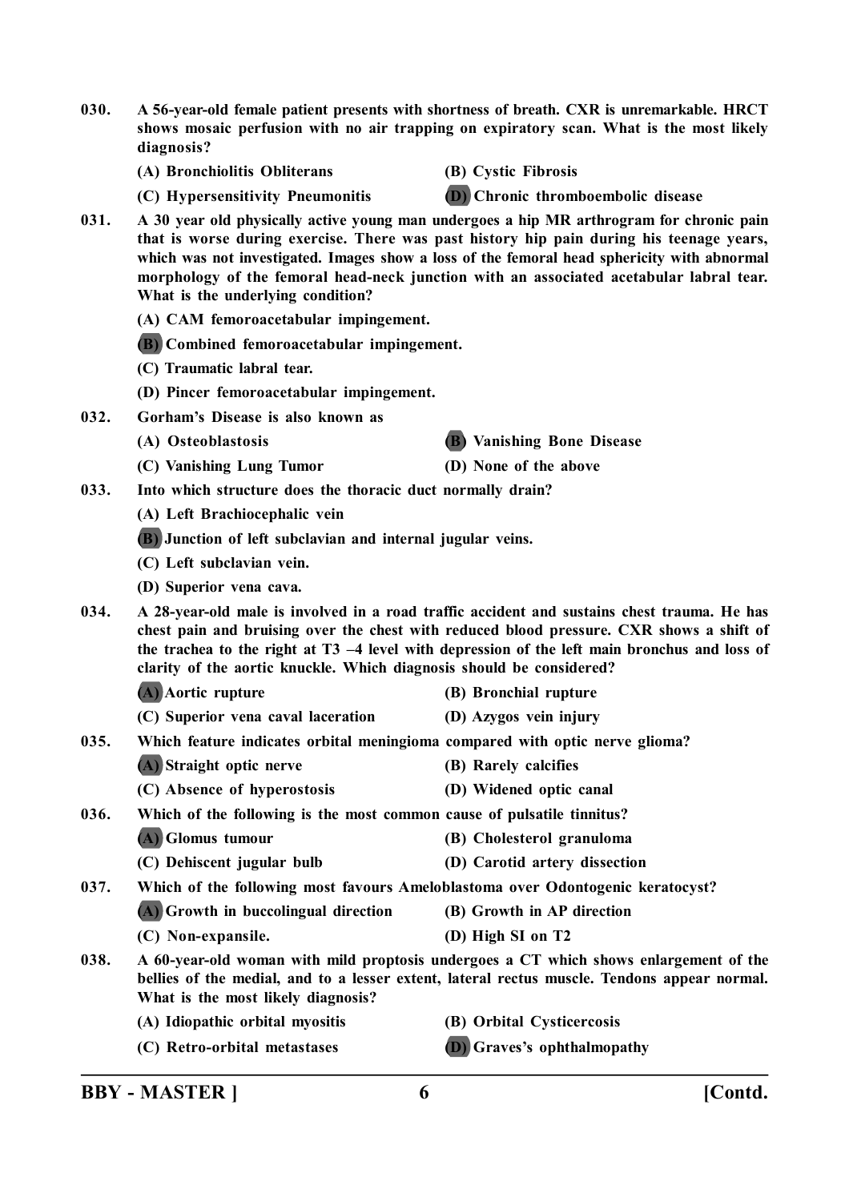030. A 56-year-old female patient presents with shortness of breath. CXR is unremarkable. HRCT shows mosaic perfusion with no air trapping on expiratory scan. What is the most likely diagnosis?

(A) Bronchiolitis Obliterans
(B) Cystic Fibrosis
(C) Hypersensitivity Pneumonitis
(D) Chronic thromboembolic disease

031. A 30 year old physically active young man undergoes a hip MR arthrogram for chronic pain that is worse during exercise. There was past history hip pain during his teenage years, which was not investigated. Images show a loss of the femoral head sphericity with abnormal morphology of the femoral head-neck junction with an associated acetabular labral tear. What is the underlying condition?

(A) CAM femoroacetabular impingement.
(B) Combined femoroacetabular impingement.
(C) Traumatic labral tear.
(D) Pincer femoroacetabular impingement.

032. Gorham's Disease is also known as

(A) Osteoblastosis
(B) Vanishing Bone Disease
(C) Vanishing Lung Tumor
(D) None of the above

033. Into which structure does the thoracic duct normally drain?

(A) Left Brachiocephalic vein
(B) Junction of left subclavian and internal jugular veins.
(C) Left subclavian vein.
(D) Superior vena cava.

034. A 28-year-old male is involved in a road traffic accident and sustains chest trauma. He has chest pain and bruising over the chest with reduced blood pressure. CXR shows a shift of the trachea to the right at T3 –4 level with depression of the left main bronchus and loss of clarity of the aortic knuckle. Which diagnosis should be considered?

(A) Aortic rupture
(B) Bronchial rupture
(C) Superior vena caval laceration
(D) Azygos vein injury

035. Which feature indicates orbital meningioma compared with optic nerve glioma?

(A) Straight optic nerve
(B) Rarely calcifies
(C) Absence of hyperostosis
(D) Widened optic canal

036. Which of the following is the most common cause of pulsatile tinnitus?

(A) Glomus tumour
(B) Cholesterol granuloma
(C) Dehiscent jugular bulb
(D) Carotid artery dissection

037. Which of the following most favours Ameloblastoma over Odontogenic keratocyst?

(A) Growth in buccolingual direction
(B) Growth in AP direction
(C) Non-expansile.
(D) High SI on T2

038. A 60-year-old woman with mild proptosis undergoes a CT which shows enlargement of the bellies of the medial, and to a lesser extent, lateral rectus muscle. Tendons appear normal. What is the most likely diagnosis?

(A) Idiopathic orbital myositis
(B) Orbital Cysticercosis
(C) Retro-orbital metastases
(D) Graves's ophthalmopathy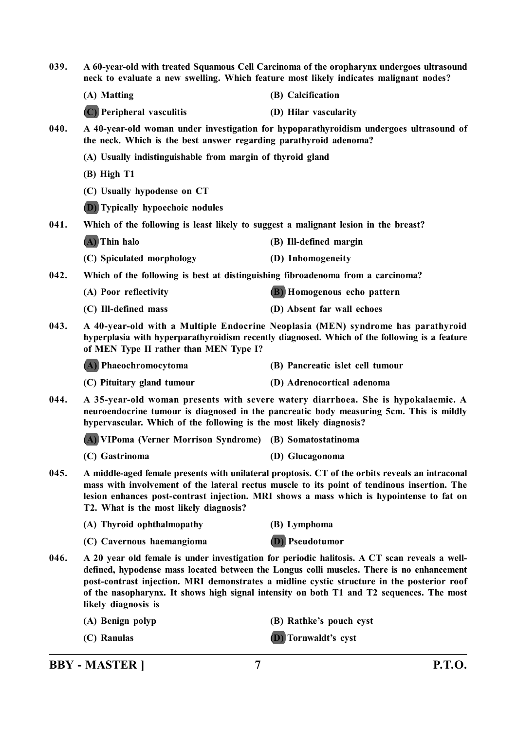039. **A 60-year-old with treated Squamous Cell Carcinoma of the oropharynx undergoes ultrasound neck to evaluate a new swelling. Which feature most likely indicates malignant nodes?**

(A) Matting
(B) Calcification
(C) Peripheral vasculitis
(D) Hilar vascularity

040. **A 40-year-old woman under investigation for hypoparathyroidism undergoes ultrasound of the neck. Which is the best answer regarding parathyroid adenoma?**

(A) Usually indistinguishable from margin of thyroid gland
(B) High T1
(C) Usually hypodense on CT
(D) Typically hypoechoic nodules

041. **Which of the following is least likely to suggest a malignant lesion in the breast?**

(A) Thin halo
(B) Ill-defined margin
(C) Spiculated morphology
(D) Inhomogeneity

042. **Which of the following is best at distinguishing fibroadenoma from a carcinoma?**

(A) Poor reflectivity
(B) Homogenous echo pattern
(C) Ill-defined mass
(D) Absent far wall echoes

043. **A 40-year-old with a Multiple Endocrine Neoplasia (MEN) syndrome has parathyroid hyperplasia with hyperparathyroidism recently diagnosed. Which of the following is a feature of MEN Type II rather than MEN Type I?**

(A) Phaeochromocytoma
(B) Pancreatic islet cell tumour
(C) Pituitary gland tumour
(D) Adrenocortical adenoma

044. **A 35-year-old woman presents with severe watery diarrhoea. She is hypokalaemic. A neuroendocrine tumour is diagnosed in the pancreatic body measuring 5cm. This is mildly hypervascular. Which of the following is the most likely diagnosis?**

(A) VIPoma (Verner Morrison Syndrome)
(B) Somatostatinoma
(C) Gastrinoma
(D) Glucagonoma

045. **A middle-aged female presents with unilateral proptosis. CT of the orbits reveals an intraconal mass with involvement of the lateral rectus muscle to its point of tendinous insertion. The lesion enhances post-contrast injection. MRI shows a mass which is hypointense to fat on T2. What is the most likely diagnosis?**

(A) Thyroid ophthalmopathy
(B) Lymphoma
(C) Cavernous haemangioma
(D) Pseudotumor

046. **A 20 year old female is under investigation for periodic halitosis. A CT scan reveals a well-defined, hypodense mass located between the Longus colli muscles. There is no enhancement post-contrast injection. MRI demonstrates a midline cystic structure in the posterior roof of the nasopharynx. It shows high signal intensity on both T1 and T2 sequences. The most likely diagnosis is**

(A) Benign polyp
(B) Rathke's pouch cyst
(C) Ranulas
(D) Tornwaldt's cyst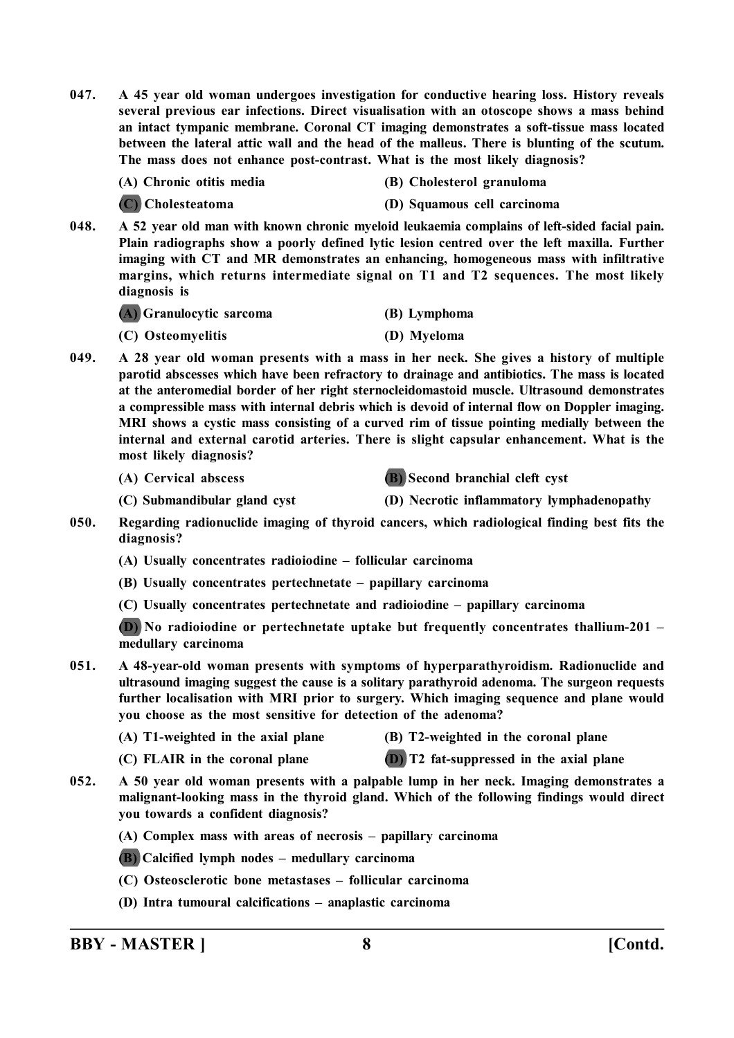**047.** **A 45 year old woman undergoes investigation for conductive hearing loss. History reveals several previous ear infections. Direct visualisation with an otoscope shows a mass behind an intact tympanic membrane. Coronal CT imaging demonstrates a soft-tissue mass located between the lateral attic wall and the head of the malleus. There is blunting of the scutum. The mass does not enhance post-contrast. What is the most likely diagnosis?**

**(A) Chronic otitis media**

**(B) Cholesterol granuloma**

**(C) Cholesteatoma**

**(D) Squamous cell carcinoma**

**048.** **A 52 year old man with known chronic myeloid leukaemia complains of left-sided facial pain. Plain radiographs show a poorly defined lytic lesion centred over the left maxilla. Further imaging with CT and MR demonstrates an enhancing, homogeneous mass with infiltrative margins, which returns intermediate signal on T1 and T2 sequences. The most likely diagnosis is**

**(A) Granulocytic sarcoma**

**(B) Lymphoma**

**(C) Osteomyelitis**

**(D) Myeloma**

**049.** **A 28 year old woman presents with a mass in her neck. She gives a history of multiple parotid abscesses which have been refractory to drainage and antibiotics. The mass is located at the anteromedial border of her right sternocleidomastoid muscle. Ultrasound demonstrates a compressible mass with internal debris which is devoid of internal flow on Doppler imaging. MRI shows a cystic mass consisting of a curved rim of tissue pointing medially between the internal and external carotid arteries. There is slight capsular enhancement. What is the most likely diagnosis?**

**(A) Cervical abscess**

**(B) Second branchial cleft cyst**

**(C) Submandibular gland cyst**

**(D) Necrotic inflammatory lymphadenopathy**

**050.** **Regarding radionuclide imaging of thyroid cancers, which radiological finding best fits the diagnosis?**

**(A) Usually concentrates radioiodine – follicular carcinoma**

**(B) Usually concentrates pertechnetate – papillary carcinoma**

**(C) Usually concentrates pertechnetate and radioiodine – papillary carcinoma**

**(D) No radioiodine or pertechnetate uptake but frequently concentrates thallium-201 – medullary carcinoma**

**051.** **A 48-year-old woman presents with symptoms of hyperparathyroidism. Radionuclide and ultrasound imaging suggest the cause is a solitary parathyroid adenoma. The surgeon requests further localisation with MRI prior to surgery. Which imaging sequence and plane would you choose as the most sensitive for detection of the adenoma?**

**(A) T1-weighted in the axial plane**

**(B) T2-weighted in the coronal plane**

**(C) FLAIR in the coronal plane**

**(D) T2 fat-suppressed in the axial plane**

**052.** **A 50 year old woman presents with a palpable lump in her neck. Imaging demonstrates a malignant-looking mass in the thyroid gland. Which of the following findings would direct you towards a confident diagnosis?**

**(A) Complex mass with areas of necrosis – papillary carcinoma**

**(B) Calcified lymph nodes – medullary carcinoma**

**(C) Osteosclerotic bone metastases – follicular carcinoma**

**(D) Intra tumoural calcifications – anaplastic carcinoma**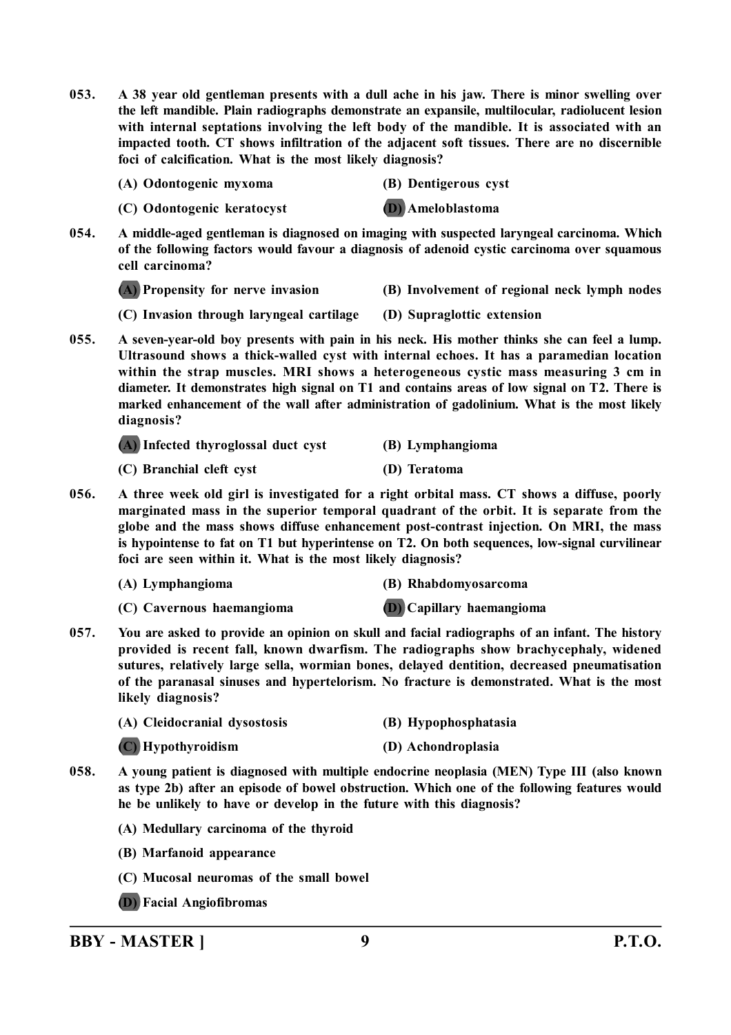053. A 38 year old gentleman presents with a dull ache in his jaw. There is minor swelling over the left mandible. Plain radiographs demonstrate an expansile, multilocular, radiolucent lesion with internal septations involving the left body of the mandible. It is associated with an impacted tooth. CT shows infiltration of the adjacent soft tissues. There are no discernible foci of calcification. What is the most likely diagnosis?

(A) Odontogenic myxoma
(B) Dentigerous cyst
(C) Odontogenic keratocyst
(D) Ameloblastoma

054. A middle-aged gentleman is diagnosed on imaging with suspected laryngeal carcinoma. Which of the following factors would favour a diagnosis of adenoid cystic carcinoma over squamous cell carcinoma?

(A) Propensity for nerve invasion
(B) Involvement of regional neck lymph nodes
(C) Invasion through laryngeal cartilage
(D) Supraglottic extension

055. A seven-year-old boy presents with pain in his neck. His mother thinks she can feel a lump. Ultrasound shows a thick-walled cyst with internal echoes. It has a paramedian location within the strap muscles. MRI shows a heterogeneous cystic mass measuring 3 cm in diameter. It demonstrates high signal on T1 and contains areas of low signal on T2. There is marked enhancement of the wall after administration of gadolinium. What is the most likely diagnosis?

(A) Infected thyroglossal duct cyst
(B) Lymphangioma
(C) Branchial cleft cyst
(D) Teratoma

056. A three week old girl is investigated for a right orbital mass. CT shows a diffuse, poorly marginated mass in the superior temporal quadrant of the orbit. It is separate from the globe and the mass shows diffuse enhancement post-contrast injection. On MRI, the mass is hypointense to fat on T1 but hyperintense on T2. On both sequences, low-signal curvilinear foci are seen within it. What is the most likely diagnosis?

(A) Lymphangioma
(B) Rhabdomyosarcoma
(C) Cavernous haemangioma
(D) Capillary haemangioma

057. You are asked to provide an opinion on skull and facial radiographs of an infant. The history provided is recent fall, known dwarfism. The radiographs show brachycephaly, widened sutures, relatively large sella, wormian bones, delayed dentition, decreased pneumatisation of the paranasal sinuses and hypertelorism. No fracture is demonstrated. What is the most likely diagnosis?

(A) Cleidocranial dysostosis
(B) Hypophosphatasia
(C) Hypothyroidism
(D) Achondroplasia

058. A young patient is diagnosed with multiple endocrine neoplasia (MEN) Type III (also known as type 2b) after an episode of bowel obstruction. Which one of the following features would he be unlikely to have or develop in the future with this diagnosis?

(A) Medullary carcinoma of the thyroid
(B) Marfanoid appearance
(C) Mucosal neuromas of the small bowel
(D) Facial Angiofibromas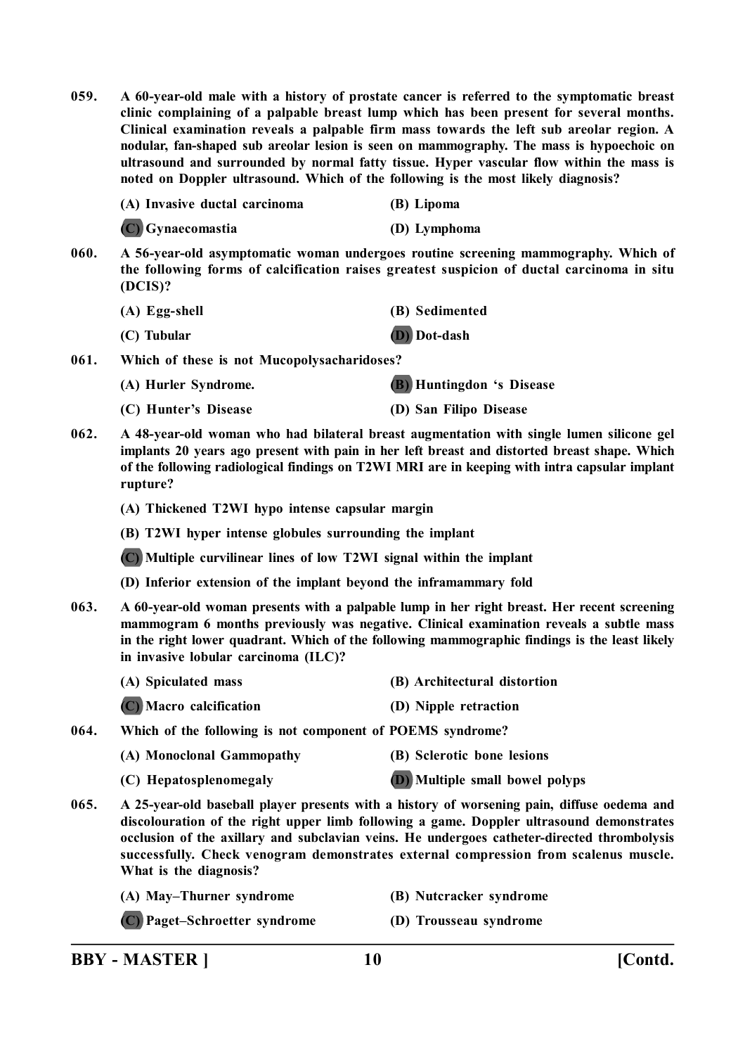059. A 60-year-old male with a history of prostate cancer is referred to the symptomatic breast clinic complaining of a palpable breast lump which has been present for several months. Clinical examination reveals a palpable firm mass towards the left sub areolar region. A nodular, fan-shaped sub areolar lesion is seen on mammography. The mass is hypoechoic on ultrasound and surrounded by normal fatty tissue. Hyper vascular flow within the mass is noted on Doppler ultrasound. Which of the following is the most likely diagnosis?

(A) Invasive ductal carcinoma (B) Lipoma

**(C)** Gynaecomastia (D) Lymphoma

060. A 56-year-old asymptomatic woman undergoes routine screening mammography. Which of the following forms of calcification raises greatest suspicion of ductal carcinoma in situ (DCIS)?

(A) Egg-shell (B) Sedimented

(C) Tubular **(D)** Dot-dash

061. Which of these is not Mucopolysacharidoses?

(A) Hurler Syndrome. **(B)** Huntingdon 's Disease

(C) Hunter's Disease (D) San Filipo Disease

062. A 48-year-old woman who had bilateral breast augmentation with single lumen silicone gel implants 20 years ago present with pain in her left breast and distorted breast shape. Which of the following radiological findings on T2WI MRI are in keeping with intra capsular implant rupture?

(A) Thickened T2WI hypo intense capsular margin

(B) T2WI hyper intense globules surrounding the implant

**(C)** Multiple curvilinear lines of low T2WI signal within the implant

(D) Inferior extension of the implant beyond the inframammary fold

063. A 60-year-old woman presents with a palpable lump in her right breast. Her recent screening mammogram 6 months previously was negative. Clinical examination reveals a subtle mass in the right lower quadrant. Which of the following mammographic findings is the least likely in invasive lobular carcinoma (ILC)?

(A) Spiculated mass (B) Architectural distortion

**(C)** Macro calcification (D) Nipple retraction

064. Which of the following is not component of POEMS syndrome?

(A) Monoclonal Gammopathy (B) Sclerotic bone lesions

(C) Hepatosplenomegaly **(D)** Multiple small bowel polyps

065. A 25-year-old baseball player presents with a history of worsening pain, diffuse oedema and discolouration of the right upper limb following a game. Doppler ultrasound demonstrates occlusion of the axillary and subclavian veins. He undergoes catheter-directed thrombolysis successfully. Check venogram demonstrates external compression from scalenus muscle. What is the diagnosis?

(A) May–Thurner syndrome (B) Nutcracker syndrome

**(C)** Paget–Schroetter syndrome (D) Trousseau syndrome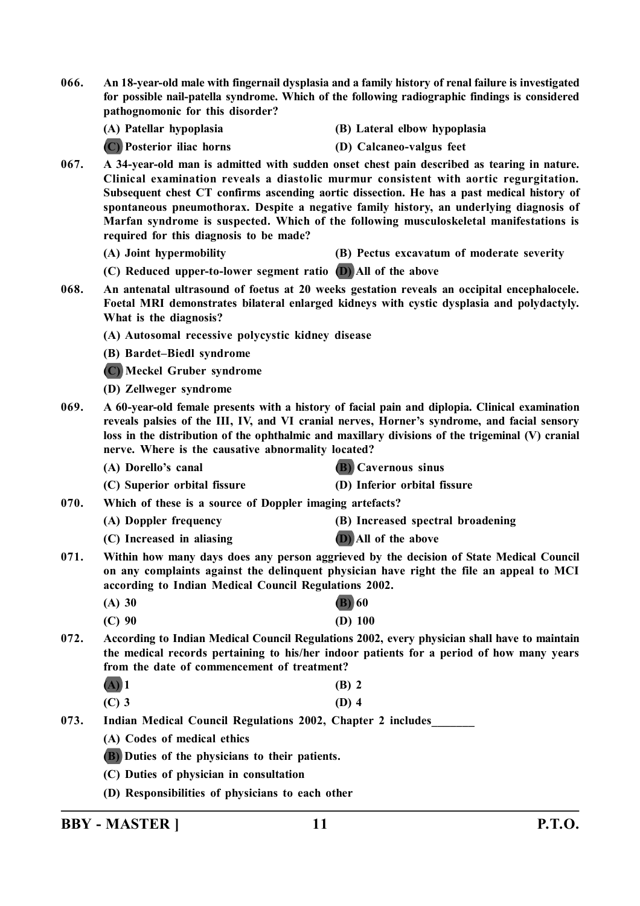**066.** **An 18-year-old male with fingernail dysplasia and a family history of renal failure is investigated for possible nail-patella syndrome. Which of the following radiographic findings is considered pathognomonic for this disorder?**

(A) Patellar hypoplasia  
(B) Lateral elbow hypoplasia  
(C) Posterior iliac horns  
(D) Calcaneo-valgus feet

**067.** **A 34-year-old man is admitted with sudden onset chest pain described as tearing in nature. Clinical examination reveals a diastolic murmur consistent with aortic regurgitation. Subsequent chest CT confirms ascending aortic dissection. He has a past medical history of spontaneous pneumothorax. Despite a negative family history, an underlying diagnosis of Marfan syndrome is suspected. Which of the following musculoskeletal manifestations is required for this diagnosis to be made?**

(A) Joint hypermobility  
(B) Pectus excavatum of moderate severity  
(C) Reduced upper-to-lower segment ratio  
(D) All of the above

**068.** **An antenatal ultrasound of foetus at 20 weeks gestation reveals an occipital encephalocele. Foetal MRI demonstrates bilateral enlarged kidneys with cystic dysplasia and polydactyly. What is the diagnosis?**

(A) Autosomal recessive polycystic kidney disease  
(B) Bardet–Biedl syndrome  
(C) Meckel Gruber syndrome  
(D) Zellweger syndrome

**069.** **A 60-year-old female presents with a history of facial pain and diplopia. Clinical examination reveals palsies of the III, IV, and VI cranial nerves, Horner's syndrome, and facial sensory loss in the distribution of the ophthalmic and maxillary divisions of the trigeminal (V) cranial nerve. Where is the causative abnormality located?**

(A) Dorello's canal  
(B) Cavernous sinus  
(C) Superior orbital fissure  
(D) Inferior orbital fissure

**070.** **Which of these is a source of Doppler imaging artefacts?**

(A) Doppler frequency  
(B) Increased spectral broadening  
(C) Increased in aliasing  
(D) All of the above

**071.** **Within how many days does any person aggrieved by the decision of State Medical Council on any complaints against the delinquent physician have right the file an appeal to MCI according to Indian Medical Council Regulations 2002.**

(A) 30  
(B) 60  
(C) 90  
(D) 100

**072.** **According to Indian Medical Council Regulations 2002, every physician shall have to maintain the medical records pertaining to his/her indoor patients for a period of how many years from the date of commencement of treatment?**

(A) 1  
(B) 2  
(C) 3  
(D) 4

**073.** **Indian Medical Council Regulations 2002, Chapter 2 includes_______**

(A) Codes of medical ethics  
(B) Duties of the physicians to their patients.  
(C) Duties of physician in consultation  
(D) Responsibilities of physicians to each other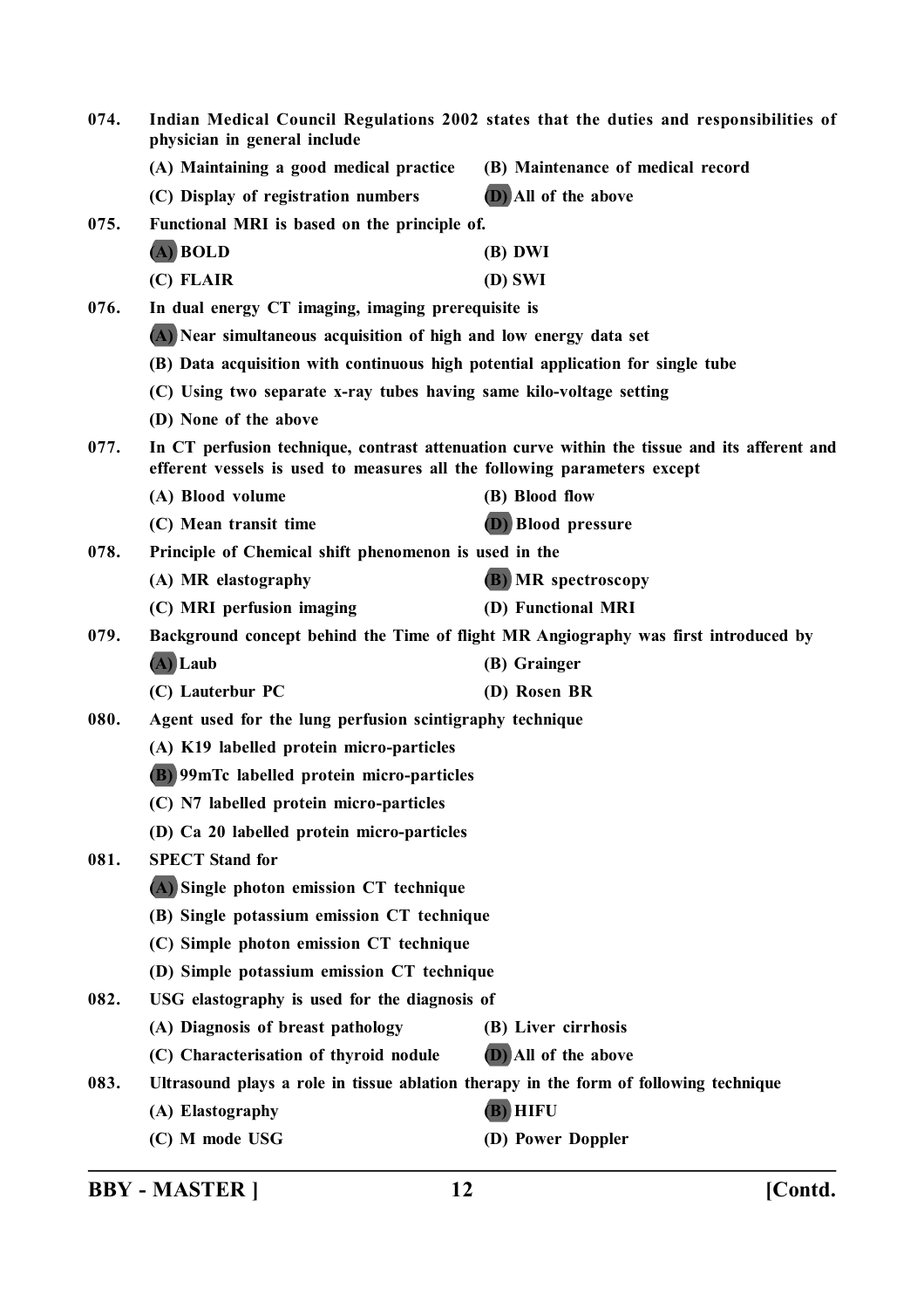074. **Indian Medical Council Regulations 2002 states that the duties and responsibilities of physician in general include**

(A) Maintaining a good medical practice
(B) Maintenance of medical record
(C) Display of registration numbers
**(D)** All of the above

075. **Functional MRI is based on the principle of.**

**(A)** BOLD
(B) DWI
(C) FLAIR
(D) SWI

076. **In dual energy CT imaging, imaging prerequisite is**

**(A)** Near simultaneous acquisition of high and low energy data set
(B) Data acquisition with continuous high potential application for single tube
(C) Using two separate x-ray tubes having same kilo-voltage setting
(D) None of the above

077. **In CT perfusion technique, contrast attenuation curve within the tissue and its afferent and efferent vessels is used to measures all the following parameters except**

(A) Blood volume
(B) Blood flow
(C) Mean transit time
**(D)** Blood pressure

078. **Principle of Chemical shift phenomenon is used in the**

(A) MR elastography
**(B)** MR spectroscopy
(C) MRI perfusion imaging
(D) Functional MRI

079. **Background concept behind the Time of flight MR Angiography was first introduced by**

**(A)** Laub
(B) Grainger
(C) Lauterbur PC
(D) Rosen BR

080. **Agent used for the lung perfusion scintigraphy technique**

(A) K19 labelled protein micro-particles
**(B)** 99mTc labelled protein micro-particles
(C) N7 labelled protein micro-particles
(D) Ca 20 labelled protein micro-particles

081. **SPECT Stand for**

**(A)** Single photon emission CT technique
(B) Single potassium emission CT technique
(C) Simple photon emission CT technique
(D) Simple potassium emission CT technique

082. **USG elastography is used for the diagnosis of**

(A) Diagnosis of breast pathology
(B) Liver cirrhosis
(C) Characterisation of thyroid nodule
**(D)** All of the above

083. **Ultrasound plays a role in tissue ablation therapy in the form of following technique**

(A) Elastography
**(B)** HIFU
(C) M mode USG
(D) Power Doppler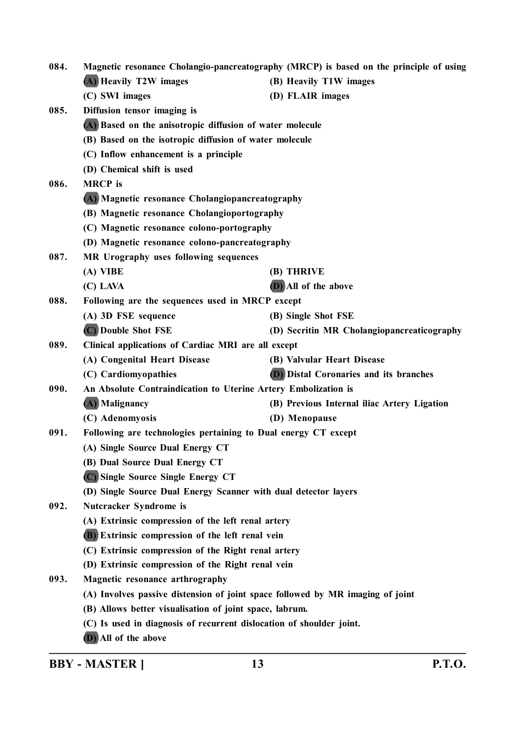084. Magnetic resonance Cholangio-pancreatography (MRCP) is based on the principle of using

(A) Heavily T2W images (B) Heavily T1W images

(C) SWI images (D) FLAIR images

085. Diffusion tensor imaging is

(A) Based on the anisotropic diffusion of water molecule

(B) Based on the isotropic diffusion of water molecule

(C) Inflow enhancement is a principle

(D) Chemical shift is used

086. MRCP is

(A) Magnetic resonance Cholangiopancreatography

(B) Magnetic resonance Cholangioportography

(C) Magnetic resonance colono-portography

(D) Magnetic resonance colono-pancreatography

087. MR Urography uses following sequences

(A) VIBE (B) THRIVE

(C) LAVA (D) All of the above

088. Following are the sequences used in MRCP except

(A) 3D FSE sequence (B) Single Shot FSE

(C) Double Shot FSE (D) Secritin MR Cholangiopancreaticography

089. Clinical applications of Cardiac MRI are all except

(A) Congenital Heart Disease (B) Valvular Heart Disease

(C) Cardiomyopathies (D) Distal Coronaries and its branches

090. An Absolute Contraindication to Uterine Artery Embolization is

(A) Malignancy (B) Previous Internal iliac Artery Ligation

(C) Adenomyosis (D) Menopause

091. Following are technologies pertaining to Dual energy CT except

(A) Single Source Dual Energy CT

(B) Dual Source Dual Energy CT

(C) Single Source Single Energy CT

(D) Single Source Dual Energy Scanner with dual detector layers

092. Nutcracker Syndrome is

(A) Extrinsic compression of the left renal artery

(B) Extrinsic compression of the left renal vein

(C) Extrinsic compression of the Right renal artery

(D) Extrinsic compression of the Right renal vein

093. Magnetic resonance arthrography

(A) Involves passive distension of joint space followed by MR imaging of joint

(B) Allows better visualisation of joint space, labrum.

(C) Is used in diagnosis of recurrent dislocation of shoulder joint.

(D) All of the above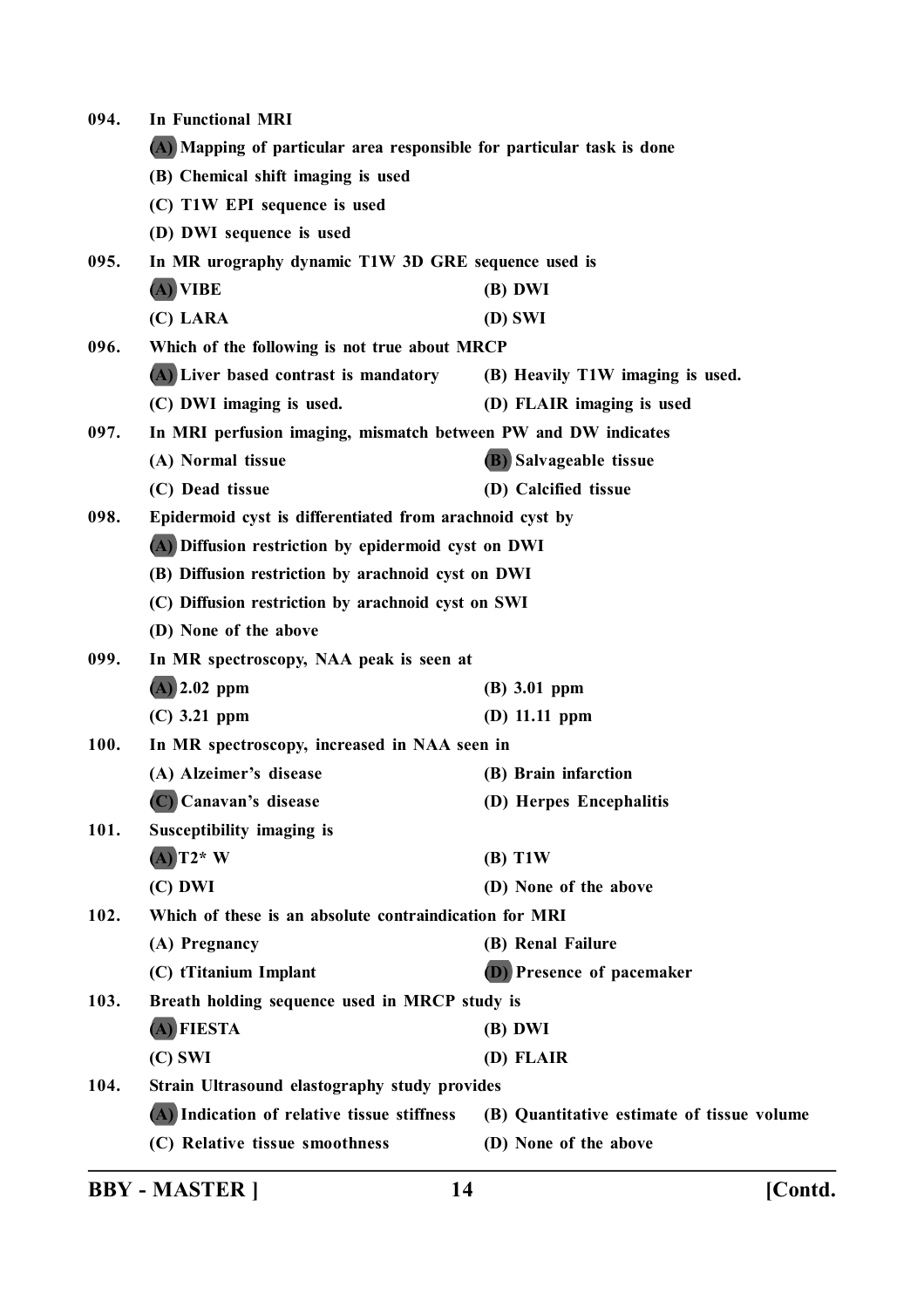094. In Functional MRI

(A) Mapping of particular area responsible for particular task is done

(B) Chemical shift imaging is used

(C) T1W EPI sequence is used

(D) DWI sequence is used

095. In MR urography dynamic T1W 3D GRE sequence used is

(A) VIBE

(B) DWI

(C) LARA

(D) SWI

096. Which of the following is not true about MRCP

(A) Liver based contrast is mandatory

(B) Heavily T1W imaging is used.

(C) DWI imaging is used.

(D) FLAIR imaging is used

097. In MRI perfusion imaging, mismatch between PW and DW indicates

(A) Normal tissue

(B) Salvageable tissue

(C) Dead tissue

(D) Calcified tissue

098. Epidermoid cyst is differentiated from arachnoid cyst by

(A) Diffusion restriction by epidermoid cyst on DWI

(B) Diffusion restriction by arachnoid cyst on DWI

(C) Diffusion restriction by arachnoid cyst on SWI

(D) None of the above

099. In MR spectroscopy, NAA peak is seen at

(A) 2.02 ppm

(B) 3.01 ppm

(C) 3.21 ppm

(D) 11.11 ppm

100. In MR spectroscopy, increased in NAA seen in

(A) Alzeimer's disease

(B) Brain infarction

(C) Canavan's disease

(D) Herpes Encephalitis

101. Susceptibility imaging is

(A) T2* W

(B) T1W

(C) DWI

(D) None of the above

102. Which of these is an absolute contraindication for MRI

(A) Pregnancy

(B) Renal Failure

(C) tTitanium Implant

(D) Presence of pacemaker

103. Breath holding sequence used in MRCP study is

(A) FIESTA

(B) DWI

(C) SWI

(D) FLAIR

104. Strain Ultrasound elastography study provides

(A) Indication of relative tissue stiffness

(B) Quantitative estimate of tissue volume

(C) Relative tissue smoothness

(D) None of the above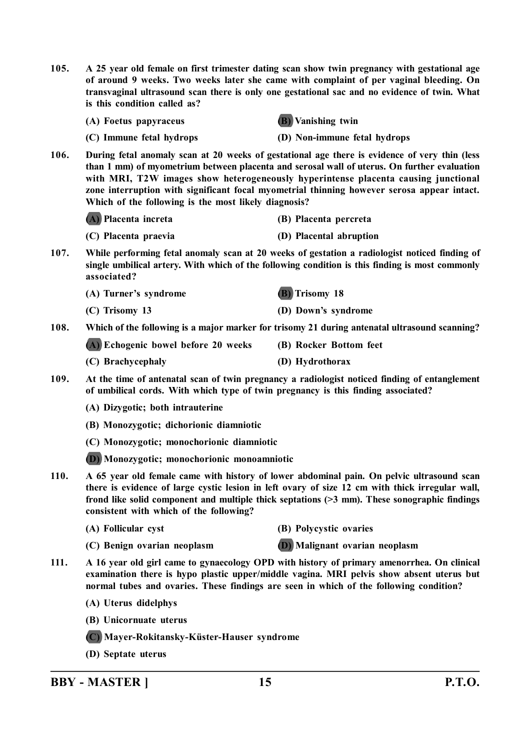**105. A 25 year old female on first trimester dating scan show twin pregnancy with gestational age of around 9 weeks. Two weeks later she came with complaint of per vaginal bleeding. On transvaginal ultrasound scan there is only one gestational sac and no evidence of twin. What is this condition called as?**

- **(A) Foetus papyraceus**
- **(B) Vanishing twin**
- **(C) Immune fetal hydrops**
- **(D) Non-immune fetal hydrops**

**106. During fetal anomaly scan at 20 weeks of gestational age there is evidence of very thin (less than 1 mm) of myometrium between placenta and serosal wall of uterus. On further evaluation with MRI, T2W images show heterogeneously hyperintense placenta causing junctional zone interruption with significant focal myometrial thinning however serosa appear intact. Which of the following is the most likely diagnosis?**

- **(A) Placenta increta**
- **(B) Placenta percreta**
- **(C) Placenta praevia**
- **(D) Placental abruption**

**107. While performing fetal anomaly scan at 20 weeks of gestation a radiologist noticed finding of single umbilical artery. With which of the following condition is this finding is most commonly associated?**

- **(A) Turner's syndrome**
- **(B) Trisomy 18**
- **(C) Trisomy 13**
- **(D) Down's syndrome**

**108. Which of the following is a major marker for trisomy 21 during antenatal ultrasound scanning?**

- **(A) Echogenic bowel before 20 weeks**
- **(B) Rocker Bottom feet**
- **(C) Brachycephaly**
- **(D) Hydrothorax**

**109. At the time of antenatal scan of twin pregnancy a radiologist noticed finding of entanglement of umbilical cords. With which type of twin pregnancy is this finding associated?**

- **(A) Dizygotic; both intrauterine**
- **(B) Monozygotic; dichorionic diamniotic**
- **(C) Monozygotic; monochorionic diamniotic**
- **(D) Monozygotic; monochorionic monoamniotic**

**110. A 65 year old female came with history of lower abdominal pain. On pelvic ultrasound scan there is evidence of large cystic lesion in left ovary of size 12 cm with thick irregular wall, frond like solid component and multiple thick septations (>3 mm). These sonographic findings consistent with which of the following?**

- **(A) Follicular cyst**
- **(B) Polycystic ovaries**
- **(C) Benign ovarian neoplasm**
- **(D) Malignant ovarian neoplasm**

**111. A 16 year old girl came to gynaecology OPD with history of primary amenorrhea. On clinical examination there is hypo plastic upper/middle vagina. MRI pelvis show absent uterus but normal tubes and ovaries. These findings are seen in which of the following condition?**

- **(A) Uterus didelphys**
- **(B) Unicornuate uterus**
- **(C) Mayer-Rokitansky-Küster-Hauser syndrome**
- **(D) Septate uterus**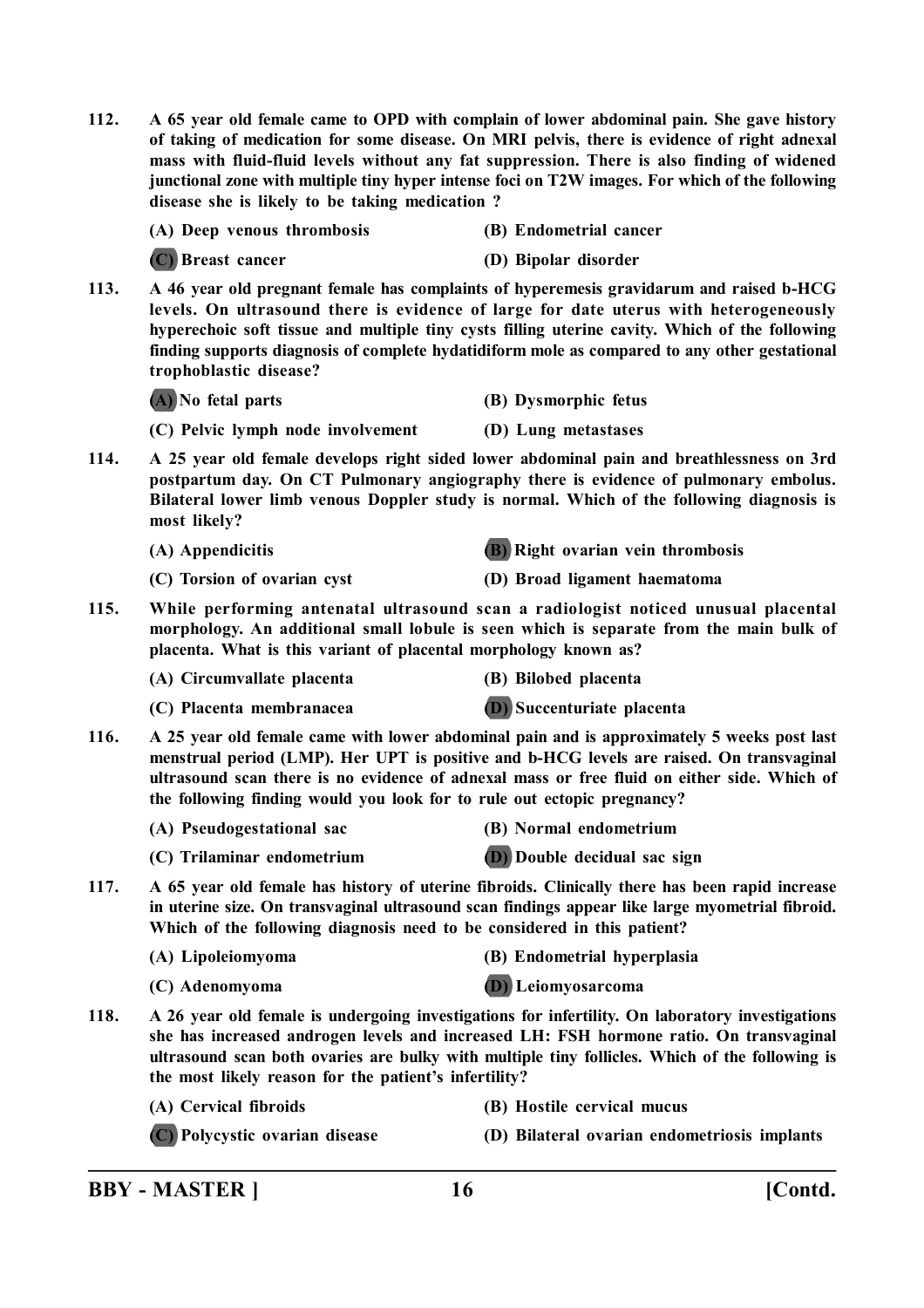**112. A 65 year old female came to OPD with complain of lower abdominal pain. She gave history of taking of medication for some disease. On MRI pelvis, there is evidence of right adnexal mass with fluid-fluid levels without any fat suppression. There is also finding of widened junctional zone with multiple tiny hyper intense foci on T2W images. For which of the following disease she is likely to be taking medication ?**

**(A) Deep venous thrombosis** **(B) Endometrial cancer**

**(C) Breast cancer** **(D) Bipolar disorder**

**113. A 46 year old pregnant female has complaints of hyperemesis gravidarum and raised b-HCG levels. On ultrasound there is evidence of large for date uterus with heterogeneously hyperechoic soft tissue and multiple tiny cysts filling uterine cavity. Which of the following finding supports diagnosis of complete hydatidiform mole as compared to any other gestational trophoblastic disease?**

**(A) No fetal parts** **(B) Dysmorphic fetus**

**(C) Pelvic lymph node involvement** **(D) Lung metastases**

**114. A 25 year old female develops right sided lower abdominal pain and breathlessness on 3rd postpartum day. On CT Pulmonary angiography there is evidence of pulmonary embolus. Bilateral lower limb venous Doppler study is normal. Which of the following diagnosis is most likely?**

**(A) Appendicitis** **(B) Right ovarian vein thrombosis**

**(C) Torsion of ovarian cyst** **(D) Broad ligament haematoma**

**115. While performing antenatal ultrasound scan a radiologist noticed unusual placental morphology. An additional small lobule is seen which is separate from the main bulk of placenta. What is this variant of placental morphology known as?**

**(A) Circumvallate placenta** **(B) Bilobed placenta**

**(C) Placenta membranacea** **(D) Succenturiate placenta**

**116. A 25 year old female came with lower abdominal pain and is approximately 5 weeks post last menstrual period (LMP). Her UPT is positive and b-HCG levels are raised. On transvaginal ultrasound scan there is no evidence of adnexal mass or free fluid on either side. Which of the following finding would you look for to rule out ectopic pregnancy?**

**(A) Pseudogestational sac** **(B) Normal endometrium**

**(C) Trilaminar endometrium** **(D) Double decidual sac sign**

**117. A 65 year old female has history of uterine fibroids. Clinically there has been rapid increase in uterine size. On transvaginal ultrasound scan findings appear like large myometrial fibroid. Which of the following diagnosis need to be considered in this patient?**

**(A) Lipoleiomyoma** **(B) Endometrial hyperplasia**

**(C) Adenomyoma** **(D) Leiomyosarcoma**

**118. A 26 year old female is undergoing investigations for infertility. On laboratory investigations she has increased androgen levels and increased LH: FSH hormone ratio. On transvaginal ultrasound scan both ovaries are bulky with multiple tiny follicles. Which of the following is the most likely reason for the patient's infertility?**

**(A) Cervical fibroids** **(B) Hostile cervical mucus**

**(C) Polycystic ovarian disease** **(D) Bilateral ovarian endometriosis implants**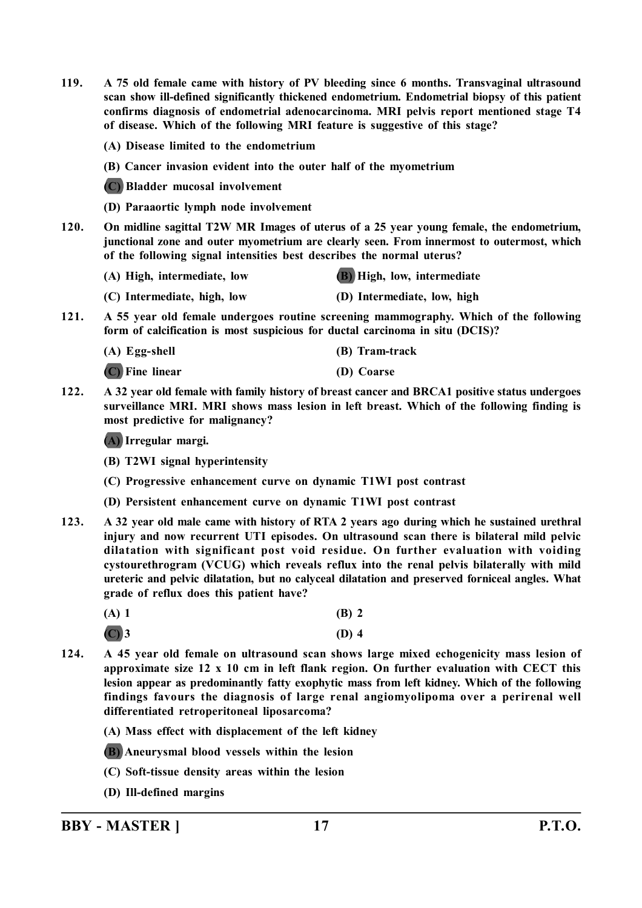**119. A 75 old female came with history of PV bleeding since 6 months. Transvaginal ultrasound scan show ill-defined significantly thickened endometrium. Endometrial biopsy of this patient confirms diagnosis of endometrial adenocarcinoma. MRI pelvis report mentioned stage T4 of disease. Which of the following MRI feature is suggestive of this stage?**

**(A) Disease limited to the endometrium**

**(B) Cancer invasion evident into the outer half of the myometrium**

**(C) Bladder mucosal involvement**

**(D) Paraaortic lymph node involvement**

**120. On midline sagittal T2W MR Images of uterus of a 25 year young female, the endometrium, junctional zone and outer myometrium are clearly seen. From innermost to outermost, which of the following signal intensities best describes the normal uterus?**

**(A) High, intermediate, low**

**(B) High, low, intermediate**

**(C) Intermediate, high, low**

**(D) Intermediate, low, high**

**121. A 55 year old female undergoes routine screening mammography. Which of the following form of calcification is most suspicious for ductal carcinoma in situ (DCIS)?**

**(A) Egg-shell**

**(B) Tram-track**

**(C) Fine linear**

**(D) Coarse**

**122. A 32 year old female with family history of breast cancer and BRCA1 positive status undergoes surveillance MRI. MRI shows mass lesion in left breast. Which of the following finding is most predictive for malignancy?**

**(A) Irregular margi.**

**(B) T2WI signal hyperintensity**

**(C) Progressive enhancement curve on dynamic T1WI post contrast**

**(D) Persistent enhancement curve on dynamic T1WI post contrast**

**123. A 32 year old male came with history of RTA 2 years ago during which he sustained urethral injury and now recurrent UTI episodes. On ultrasound scan there is bilateral mild pelvic dilatation with significant post void residue. On further evaluation with voiding cystourethrogram (VCUG) which reveals reflux into the renal pelvis bilaterally with mild ureteric and pelvic dilatation, but no calyceal dilatation and preserved forniceal angles. What grade of reflux does this patient have?**

**(A) 1**

**(B) 2**

**(C) 3**

**(D) 4**

**124. A 45 year old female on ultrasound scan shows large mixed echogenicity mass lesion of approximate size 12 x 10 cm in left flank region. On further evaluation with CECT this lesion appear as predominantly fatty exophytic mass from left kidney. Which of the following findings favours the diagnosis of large renal angiomyolipoma over a perirenal well differentiated retroperitoneal liposarcoma?**

**(A) Mass effect with displacement of the left kidney**

**(B) Aneurysmal blood vessels within the lesion**

**(C) Soft-tissue density areas within the lesion**

**(D) Ill-defined margins**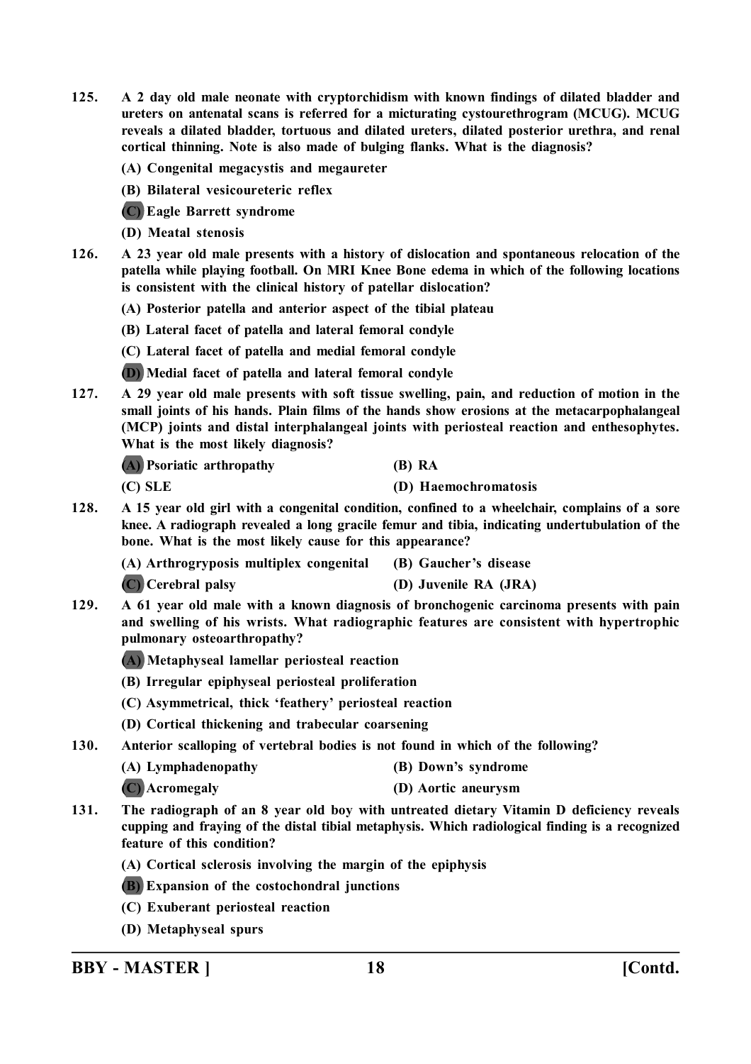**125.** **A 2 day old male neonate with cryptorchidism with known findings of dilated bladder and ureters on antenatal scans is referred for a micturating cystourethrogram (MCUG). MCUG reveals a dilated bladder, tortuous and dilated ureters, dilated posterior urethra, and renal cortical thinning. Note is also made of bulging flanks. What is the diagnosis?**

**(A) Congenital megacystis and megaureter**

**(B) Bilateral vesicoureteric reflex**

**(C) Eagle Barrett syndrome**

**(D) Meatal stenosis**

**126.** **A 23 year old male presents with a history of dislocation and spontaneous relocation of the patella while playing football. On MRI Knee Bone edema in which of the following locations is consistent with the clinical history of patellar dislocation?**

**(A) Posterior patella and anterior aspect of the tibial plateau**

**(B) Lateral facet of patella and lateral femoral condyle**

**(C) Lateral facet of patella and medial femoral condyle**

**(D) Medial facet of patella and lateral femoral condyle**

**127.** **A 29 year old male presents with soft tissue swelling, pain, and reduction of motion in the small joints of his hands. Plain films of the hands show erosions at the metacarpophalangeal (MCP) joints and distal interphalangeal joints with periosteal reaction and enthesophytes. What is the most likely diagnosis?**

**(A) Psoriatic arthropathy**

**(B) RA**

**(C) SLE**

**(D) Haemochromatosis**

**128.** **A 15 year old girl with a congenital condition, confined to a wheelchair, complains of a sore knee. A radiograph revealed a long gracile femur and tibia, indicating undertubulation of the bone. What is the most likely cause for this appearance?**

**(A) Arthrogryposis multiplex congenital**

**(B) Gaucher's disease**

**(C) Cerebral palsy**

**(D) Juvenile RA (JRA)**

**129.** **A 61 year old male with a known diagnosis of bronchogenic carcinoma presents with pain and swelling of his wrists. What radiographic features are consistent with hypertrophic pulmonary osteoarthropathy?**

**(A) Metaphyseal lamellar periosteal reaction**

**(B) Irregular epiphyseal periosteal proliferation**

**(C) Asymmetrical, thick 'feathery' periosteal reaction**

**(D) Cortical thickening and trabecular coarsening**

**130.** **Anterior scalloping of vertebral bodies is not found in which of the following?**

**(A) Lymphadenopathy**

**(B) Down's syndrome**

**(C) Acromegaly**

**(D) Aortic aneurysm**

**131.** **The radiograph of an 8 year old boy with untreated dietary Vitamin D deficiency reveals cupping and fraying of the distal tibial metaphysis. Which radiological finding is a recognized feature of this condition?**

**(A) Cortical sclerosis involving the margin of the epiphysis**

**(B) Expansion of the costochondral junctions**

**(C) Exuberant periosteal reaction**

**(D) Metaphyseal spurs**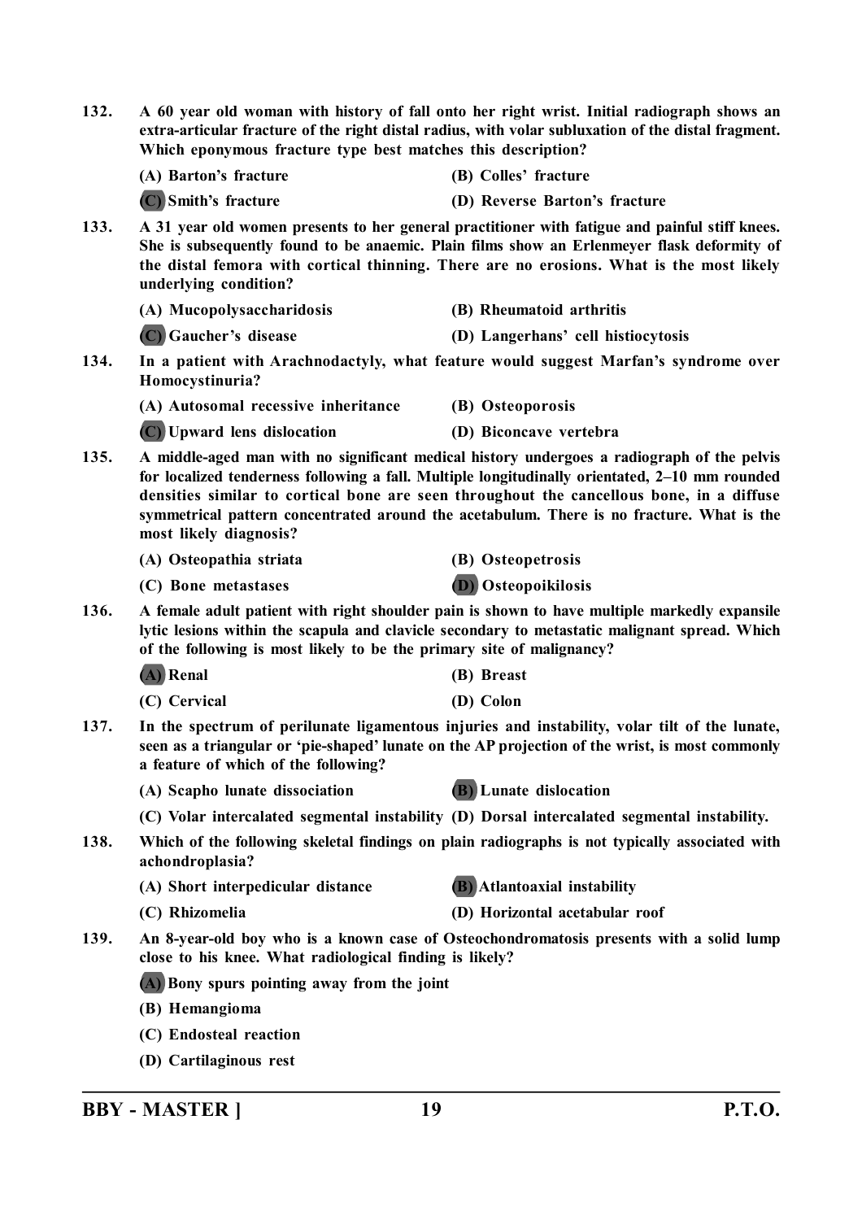**132. A 60 year old woman with history of fall onto her right wrist. Initial radiograph shows an extra-articular fracture of the right distal radius, with volar subluxation of the distal fragment. Which eponymous fracture type best matches this description?**

(A) Barton's fracture
(B) Colles' fracture
(C) Smith's fracture
(D) Reverse Barton's fracture

**133. A 31 year old women presents to her general practitioner with fatigue and painful stiff knees. She is subsequently found to be anaemic. Plain films show an Erlenmeyer flask deformity of the distal femora with cortical thinning. There are no erosions. What is the most likely underlying condition?**

(A) Mucopolysaccharidosis
(B) Rheumatoid arthritis
(C) Gaucher's disease
(D) Langerhans' cell histiocytosis

**134. In a patient with Arachnodactyly, what feature would suggest Marfan's syndrome over Homocystinuria?**

(A) Autosomal recessive inheritance
(B) Osteoporosis
(C) Upward lens dislocation
(D) Biconcave vertebra

**135. A middle-aged man with no significant medical history undergoes a radiograph of the pelvis for localized tenderness following a fall. Multiple longitudinally orientated, 2–10 mm rounded densities similar to cortical bone are seen throughout the cancellous bone, in a diffuse symmetrical pattern concentrated around the acetabulum. There is no fracture. What is the most likely diagnosis?**

(A) Osteopathia striata
(B) Osteopetrosis
(C) Bone metastases
(D) Osteopoikilosis

**136. A female adult patient with right shoulder pain is shown to have multiple markedly expansile lytic lesions within the scapula and clavicle secondary to metastatic malignant spread. Which of the following is most likely to be the primary site of malignancy?**

(A) Renal
(B) Breast
(C) Cervical
(D) Colon

**137. In the spectrum of perilunate ligamentous injuries and instability, volar tilt of the lunate, seen as a triangular or 'pie-shaped' lunate on the AP projection of the wrist, is most commonly a feature of which of the following?**

(A) Scapho lunate dissociation
(B) Lunate dislocation
(C) Volar intercalated segmental instability
(D) Dorsal intercalated segmental instability.

**138. Which of the following skeletal findings on plain radiographs is not typically associated with achondroplasia?**

(A) Short interpedicular distance
(B) Atlantoaxial instability
(C) Rhizomelia
(D) Horizontal acetabular roof

**139. An 8-year-old boy who is a known case of Osteochondromatosis presents with a solid lump close to his knee. What radiological finding is likely?**

(A) Bony spurs pointing away from the joint
(B) Hemangioma
(C) Endosteal reaction
(D) Cartilaginous rest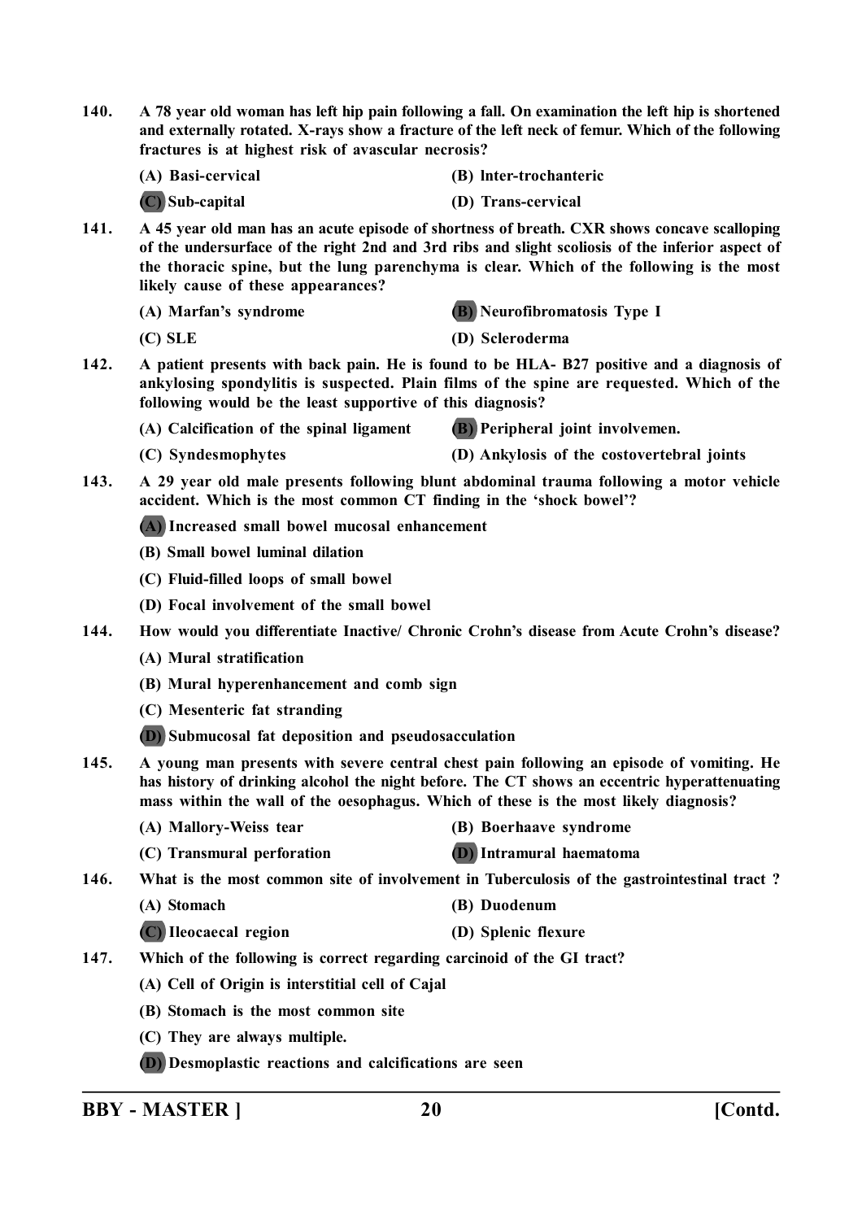**140. A 78 year old woman has left hip pain following a fall. On examination the left hip is shortened and externally rotated. X-rays show a fracture of the left neck of femur. Which of the following fractures is at highest risk of avascular necrosis?**

(A) Basi-cervical
(B) Inter-trochanteric
(C) Sub-capital
(D) Trans-cervical

**141. A 45 year old man has an acute episode of shortness of breath. CXR shows concave scalloping of the undersurface of the right 2nd and 3rd ribs and slight scoliosis of the inferior aspect of the thoracic spine, but the lung parenchyma is clear. Which of the following is the most likely cause of these appearances?**

(A) Marfan's syndrome
(B) Neurofibromatosis Type I
(C) SLE
(D) Scleroderma

**142. A patient presents with back pain. He is found to be HLA- B27 positive and a diagnosis of ankylosing spondylitis is suspected. Plain films of the spine are requested. Which of the following would be the least supportive of this diagnosis?**

(A) Calcification of the spinal ligament
(B) Peripheral joint involvemen.
(C) Syndesmophytes
(D) Ankylosis of the costovertebral joints

**143. A 29 year old male presents following blunt abdominal trauma following a motor vehicle accident. Which is the most common CT finding in the 'shock bowel'?**

(A) Increased small bowel mucosal enhancement
(B) Small bowel luminal dilation
(C) Fluid-filled loops of small bowel
(D) Focal involvement of the small bowel

**144. How would you differentiate Inactive/ Chronic Crohn's disease from Acute Crohn's disease?**

(A) Mural stratification
(B) Mural hyperenhancement and comb sign
(C) Mesenteric fat stranding
(D) Submucosal fat deposition and pseudosacculation

**145. A young man presents with severe central chest pain following an episode of vomiting. He has history of drinking alcohol the night before. The CT shows an eccentric hyperattenuating mass within the wall of the oesophagus. Which of these is the most likely diagnosis?**

(A) Mallory-Weiss tear
(B) Boerhaave syndrome
(C) Transmural perforation
(D) Intramural haematoma

**146. What is the most common site of involvement in Tuberculosis of the gastrointestinal tract ?**

(A) Stomach
(B) Duodenum
(C) Ileocaecal region
(D) Splenic flexure

**147. Which of the following is correct regarding carcinoid of the GI tract?**

(A) Cell of Origin is interstitial cell of Cajal
(B) Stomach is the most common site
(C) They are always multiple.
(D) Desmoplastic reactions and calcifications are seen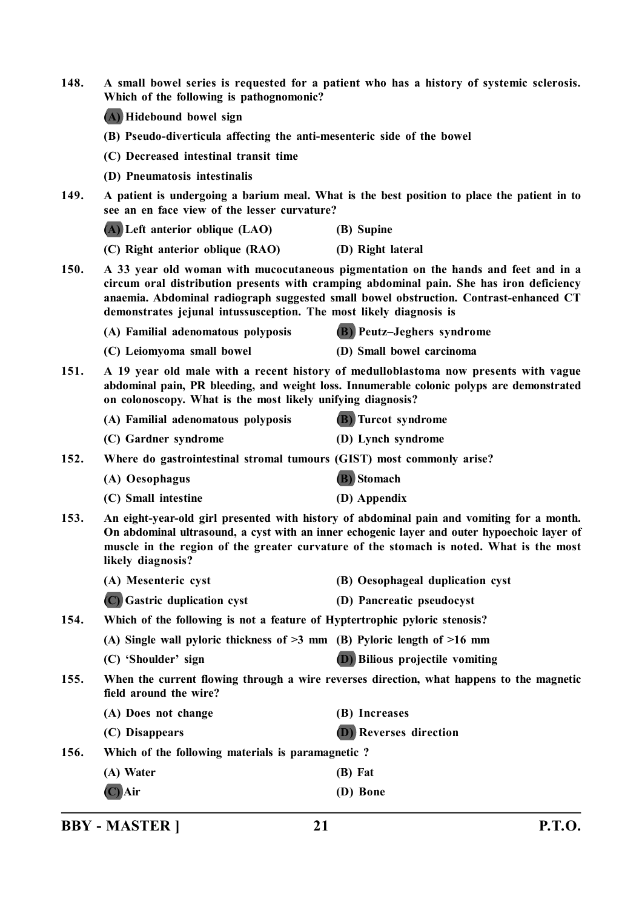148. **A small bowel series is requested for a patient who has a history of systemic sclerosis. Which of the following is pathognomonic?**

(A) Hidebound bowel sign

(B) Pseudo-diverticula affecting the anti-mesenteric side of the bowel

(C) Decreased intestinal transit time

(D) Pneumatosis intestinalis

149. **A patient is undergoing a barium meal. What is the best position to place the patient in to see an en face view of the lesser curvature?**

(A) Left anterior oblique (LAO)

(B) Supine

(C) Right anterior oblique (RAO)

(D) Right lateral

150. **A 33 year old woman with mucocutaneous pigmentation on the hands and feet and in a circum oral distribution presents with cramping abdominal pain. She has iron deficiency anaemia. Abdominal radiograph suggested small bowel obstruction. Contrast-enhanced CT demonstrates jejunal intussusception. The most likely diagnosis is**

(A) Familial adenomatous polyposis

(B) Peutz–Jeghers syndrome

(C) Leiomyoma small bowel

(D) Small bowel carcinoma

151. **A 19 year old male with a recent history of medulloblastoma now presents with vague abdominal pain, PR bleeding, and weight loss. Innumerable colonic polyps are demonstrated on colonoscopy. What is the most likely unifying diagnosis?**

(A) Familial adenomatous polyposis

(B) Turcot syndrome

(C) Gardner syndrome

(D) Lynch syndrome

152. **Where do gastrointestinal stromal tumours (GIST) most commonly arise?**

(A) Oesophagus

(B) Stomach

(C) Small intestine

(D) Appendix

153. **An eight-year-old girl presented with history of abdominal pain and vomiting for a month. On abdominal ultrasound, a cyst with an inner echogenic layer and outer hypoechoic layer of muscle in the region of the greater curvature of the stomach is noted. What is the most likely diagnosis?**

(A) Mesenteric cyst

(B) Oesophageal duplication cyst

(C) Gastric duplication cyst

(D) Pancreatic pseudocyst

154. **Which of the following is not a feature of Hyptertrophic pyloric stenosis?**

(A) Single wall pyloric thickness of >3 mm

(B) Pyloric length of >16 mm

(C) 'Shoulder' sign

(D) Bilious projectile vomiting

155. **When the current flowing through a wire reverses direction, what happens to the magnetic field around the wire?**

(A) Does not change

(B) Increases

(C) Disappears

(D) Reverses direction

156. **Which of the following materials is paramagnetic ?**

(A) Water

(B) Fat

(C) Air

(D) Bone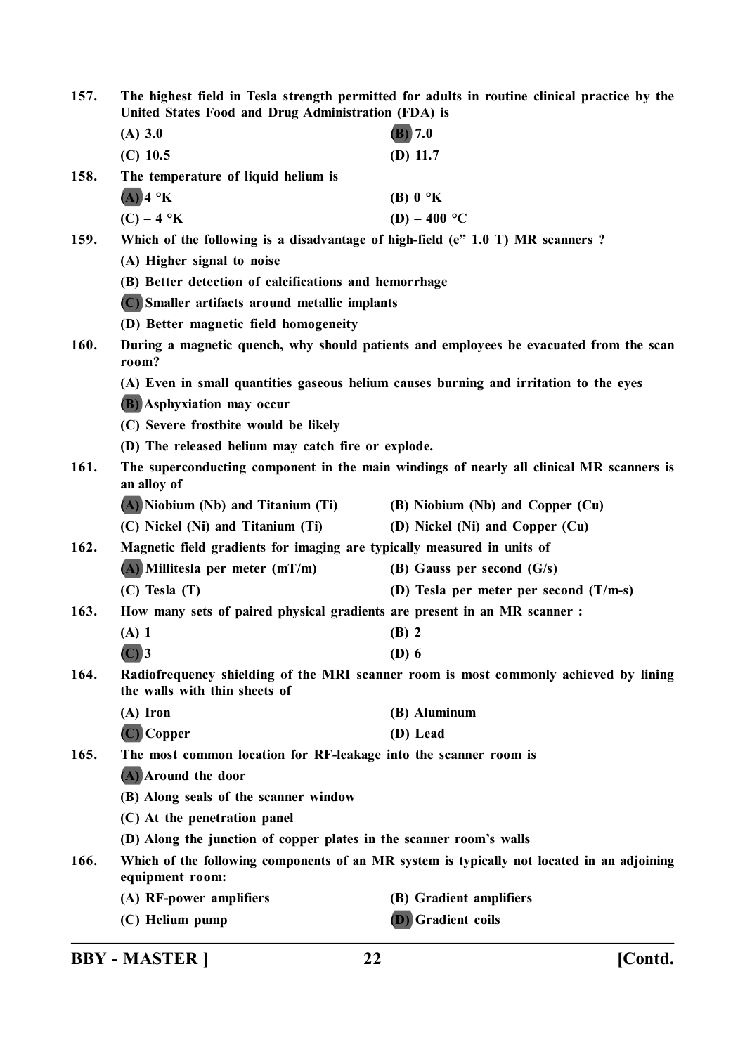157. The highest field in Tesla strength permitted for adults in routine clinical practice by the United States Food and Drug Administration (FDA) is

(A) 3.0 (B) 7.0

(C) 10.5 (D) 11.7

158. The temperature of liquid helium is

(A) 4 °K (B) 0 °K

(C) – 4 °K (D) – 400 °C

159. Which of the following is a disadvantage of high-field (e" 1.0 T) MR scanners ?

(A) Higher signal to noise

(B) Better detection of calcifications and hemorrhage

(C) Smaller artifacts around metallic implants

(D) Better magnetic field homogeneity

160. During a magnetic quench, why should patients and employees be evacuated from the scan room?

(A) Even in small quantities gaseous helium causes burning and irritation to the eyes

(B) Asphyxiation may occur

(C) Severe frostbite would be likely

(D) The released helium may catch fire or explode.

161. The superconducting component in the main windings of nearly all clinical MR scanners is an alloy of

(A) Niobium (Nb) and Titanium (Ti) (B) Niobium (Nb) and Copper (Cu)

(C) Nickel (Ni) and Titanium (Ti) (D) Nickel (Ni) and Copper (Cu)

162. Magnetic field gradients for imaging are typically measured in units of

(A) Millitesla per meter (mT/m) (B) Gauss per second (G/s)

(C) Tesla (T) (D) Tesla per meter per second (T/m-s)

163. How many sets of paired physical gradients are present in an MR scanner :

(A) 1 (B) 2

(C) 3 (D) 6

164. Radiofrequency shielding of the MRI scanner room is most commonly achieved by lining the walls with thin sheets of

(A) Iron (B) Aluminum

(C) Copper (D) Lead

165. The most common location for RF-leakage into the scanner room is

(A) Around the door

(B) Along seals of the scanner window

(C) At the penetration panel

(D) Along the junction of copper plates in the scanner room's walls

166. Which of the following components of an MR system is typically not located in an adjoining equipment room:

(A) RF-power amplifiers (B) Gradient amplifiers

(C) Helium pump (D) Gradient coils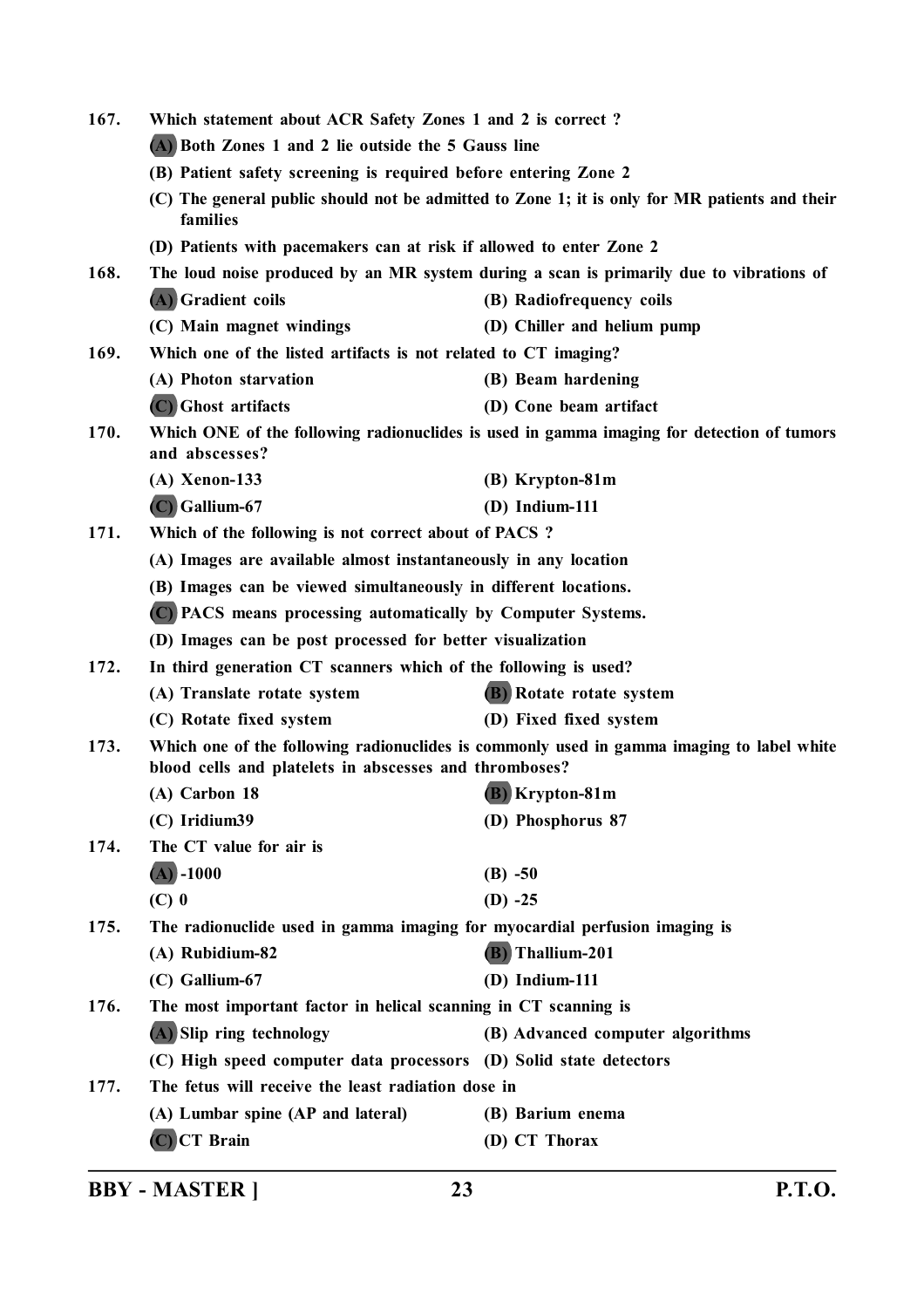167. **Which statement about ACR Safety Zones 1 and 2 is correct ?**

(A) Both Zones 1 and 2 lie outside the 5 Gauss line

(B) Patient safety screening is required before entering Zone 2

(C) The general public should not be admitted to Zone 1; it is only for MR patients and their families

(D) Patients with pacemakers can at risk if allowed to enter Zone 2

168. **The loud noise produced by an MR system during a scan is primarily due to vibrations of**

(A) Gradient coils

(B) Radiofrequency coils

(C) Main magnet windings

(D) Chiller and helium pump

169. **Which one of the listed artifacts is not related to CT imaging?**

(A) Photon starvation

(B) Beam hardening

(C) Ghost artifacts

(D) Cone beam artifact

170. **Which ONE of the following radionuclides is used in gamma imaging for detection of tumors and abscesses?**

(A) Xenon-133

(B) Krypton-81m

(C) Gallium-67

(D) Indium-111

171. **Which of the following is not correct about of PACS ?**

(A) Images are available almost instantaneously in any location

(B) Images can be viewed simultaneously in different locations.

(C) PACS means processing automatically by Computer Systems.

(D) Images can be post processed for better visualization

172. **In third generation CT scanners which of the following is used?**

(A) Translate rotate system

(B) Rotate rotate system

(C) Rotate fixed system

(D) Fixed fixed system

173. **Which one of the following radionuclides is commonly used in gamma imaging to label white blood cells and platelets in abscesses and thromboses?**

(A) Carbon 18

(B) Krypton-81m

(C) Iridium39

(D) Phosphorus 87

174. **The CT value for air is**

(A) -1000

(B) -50

(C) 0

(D) -25

175. **The radionuclide used in gamma imaging for myocardial perfusion imaging is**

(A) Rubidium-82

(B) Thallium-201

(C) Gallium-67

(D) Indium-111

176. **The most important factor in helical scanning in CT scanning is**

(A) Slip ring technology

(B) Advanced computer algorithms

(C) High speed computer data processors

(D) Solid state detectors

177. **The fetus will receive the least radiation dose in**

(A) Lumbar spine (AP and lateral)

(B) Barium enema

(C) CT Brain

(D) CT Thorax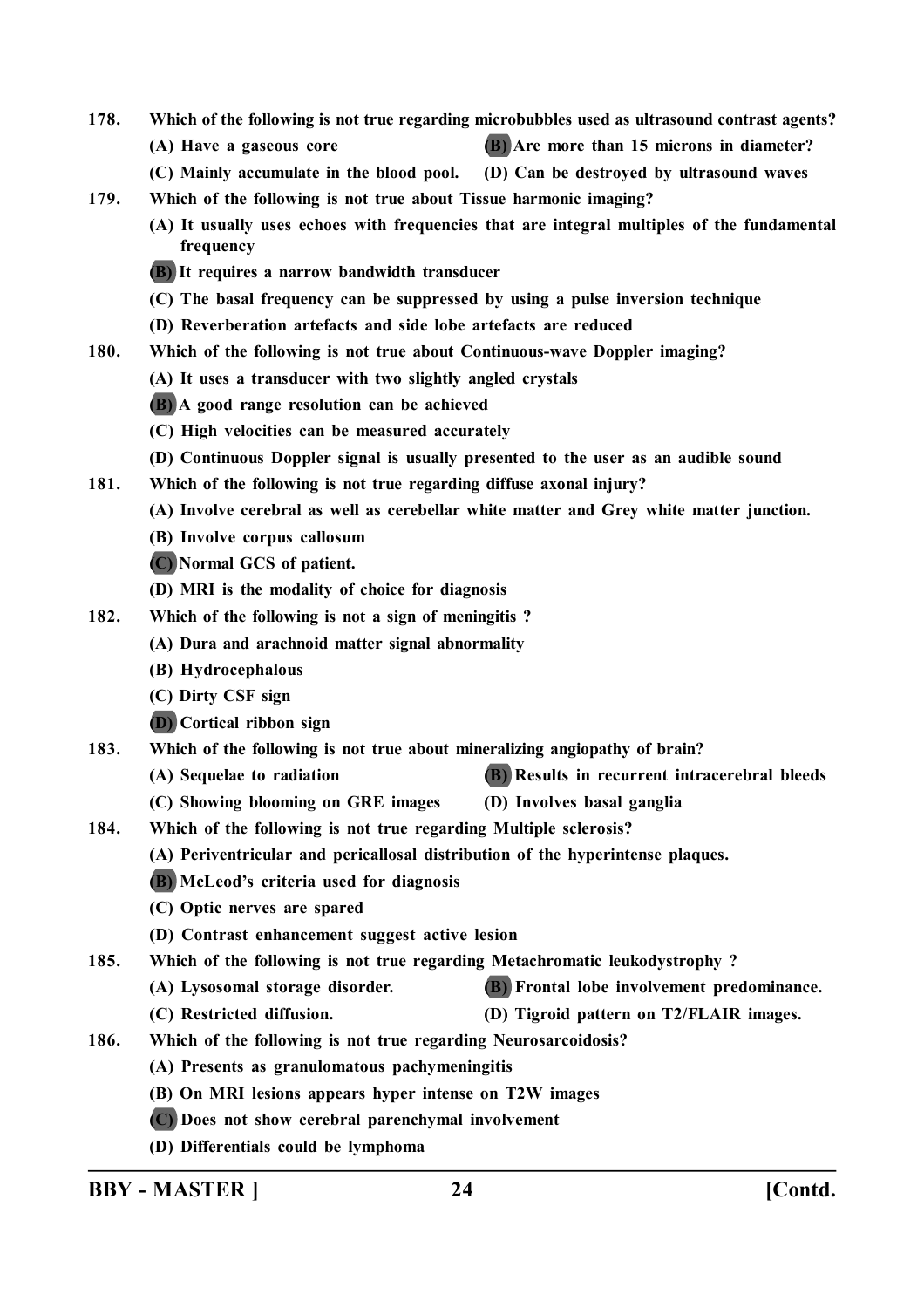178. Which of the following is not true regarding microbubbles used as ultrasound contrast agents?

(A) Have a gaseous core

**(B)** Are more than 15 microns in diameter?

(C) Mainly accumulate in the blood pool.

(D) Can be destroyed by ultrasound waves

179. Which of the following is not true about Tissue harmonic imaging?

(A) It usually uses echoes with frequencies that are integral multiples of the fundamental frequency

**(B)** It requires a narrow bandwidth transducer

(C) The basal frequency can be suppressed by using a pulse inversion technique

(D) Reverberation artefacts and side lobe artefacts are reduced

180. Which of the following is not true about Continuous-wave Doppler imaging?

(A) It uses a transducer with two slightly angled crystals

**(B)** A good range resolution can be achieved

(C) High velocities can be measured accurately

(D) Continuous Doppler signal is usually presented to the user as an audible sound

181. Which of the following is not true regarding diffuse axonal injury?

(A) Involve cerebral as well as cerebellar white matter and Grey white matter junction.

(B) Involve corpus callosum

**(C)** Normal GCS of patient.

(D) MRI is the modality of choice for diagnosis

182. Which of the following is not a sign of meningitis ?

(A) Dura and arachnoid matter signal abnormality

(B) Hydrocephalous

(C) Dirty CSF sign

**(D)** Cortical ribbon sign

183. Which of the following is not true about mineralizing angiopathy of brain?

(A) Sequelae to radiation

**(B)** Results in recurrent intracerebral bleeds

(C) Showing blooming on GRE images

(D) Involves basal ganglia

184. Which of the following is not true regarding Multiple sclerosis?

(A) Periventricular and pericallosal distribution of the hyperintense plaques.

**(B)** McLeod's criteria used for diagnosis

(C) Optic nerves are spared

(D) Contrast enhancement suggest active lesion

185. Which of the following is not true regarding Metachromatic leukodystrophy ?

(A) Lysosomal storage disorder.

**(B)** Frontal lobe involvement predominance.

(C) Restricted diffusion.

(D) Tigroid pattern on T2/FLAIR images.

186. Which of the following is not true regarding Neurosarcoidosis?

(A) Presents as granulomatous pachymeningitis

(B) On MRI lesions appears hyper intense on T2W images

**(C)** Does not show cerebral parenchymal involvement

(D) Differentials could be lymphoma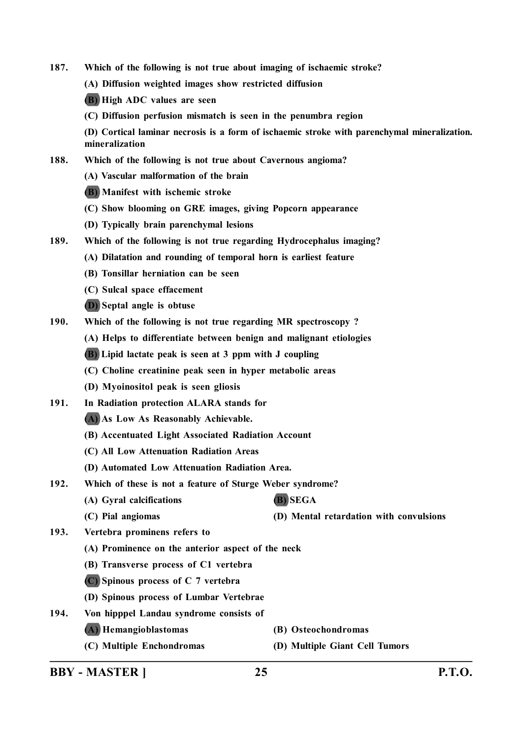187. **Which of the following is not true about imaging of ischaemic stroke?**

**(A) Diffusion weighted images show restricted diffusion**

**(B) High ADC values are seen**

**(C) Diffusion perfusion mismatch is seen in the penumbra region**

**(D) Cortical laminar necrosis is a form of ischaemic stroke with parenchymal mineralization. mineralization**

188. **Which of the following is not true about Cavernous angioma?**

**(A) Vascular malformation of the brain**

**(B) Manifest with ischemic stroke**

**(C) Show blooming on GRE images, giving Popcorn appearance**

**(D) Typically brain parenchymal lesions**

189. **Which of the following is not true regarding Hydrocephalus imaging?**

**(A) Dilatation and rounding of temporal horn is earliest feature**

**(B) Tonsillar herniation can be seen**

**(C) Sulcal space effacement**

**(D) Septal angle is obtuse**

190. **Which of the following is not true regarding MR spectroscopy ?**

**(A) Helps to differentiate between benign and malignant etiologies**

**(B) Lipid lactate peak is seen at 3 ppm with J coupling**

**(C) Choline creatinine peak seen in hyper metabolic areas**

**(D) Myoinositol peak is seen gliosis**

191. **In Radiation protection ALARA stands for**

**(A) As Low As Reasonably Achievable.**

**(B) Accentuated Light Associated Radiation Account**

**(C) All Low Attenuation Radiation Areas**

**(D) Automated Low Attenuation Radiation Area.**

192. **Which of these is not a feature of Sturge Weber syndrome?**

**(A) Gyral calcifications**

**(B) SEGA**

**(C) Pial angiomas**

**(D) Mental retardation with convulsions**

193. **Vertebra prominens refers to**

**(A) Prominence on the anterior aspect of the neck**

**(B) Transverse process of C1 vertebra**

**(C) Spinous process of C 7 vertebra**

**(D) Spinous process of Lumbar Vertebrae**

194. **Von hipppel Landau syndrome consists of**

**(A) Hemangioblastomas**

**(B) Osteochondromas**

**(C) Multiple Enchondromas**

**(D) Multiple Giant Cell Tumors**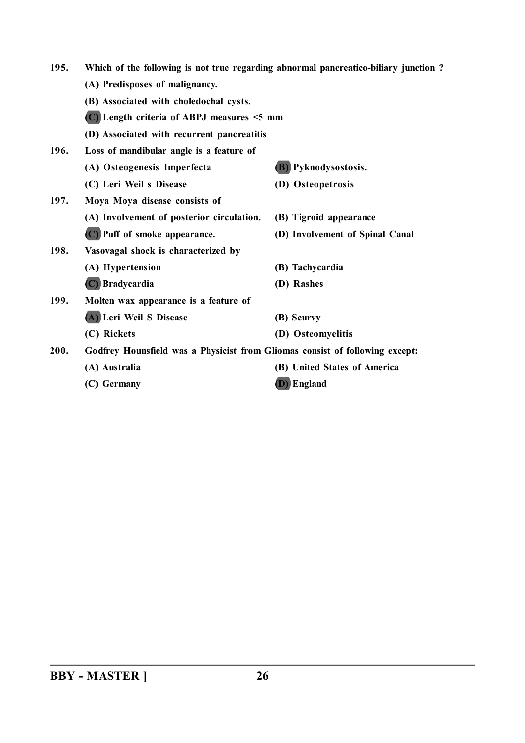195. Which of the following is not true regarding abnormal pancreatico-biliary junction ?

(A) Predisposes of malignancy.

(B) Associated with choledochal cysts.

(C) Length criteria of ABPJ measures <5 mm

(D) Associated with recurrent pancreatitis

196. Loss of mandibular angle is a feature of

(A) Osteogenesis Imperfecta

(B) Pyknodysostosis.

(C) Leri Weil s Disease

(D) Osteopetrosis

197. Moya Moya disease consists of

(A) Involvement of posterior circulation.

(B) Tigroid appearance

(C) Puff of smoke appearance.

(D) Involvement of Spinal Canal

198. Vasovagal shock is characterized by

(A) Hypertension

(B) Tachycardia

(C) Bradycardia

(D) Rashes

199. Molten wax appearance is a feature of

(A) Leri Weil S Disease

(B) Scurvy

(C) Rickets

(D) Osteomyelitis

200. Godfrey Hounsfield was a Physicist from Gliomas consist of following except:

(A) Australia

(B) United States of America

(C) Germany

(D) England